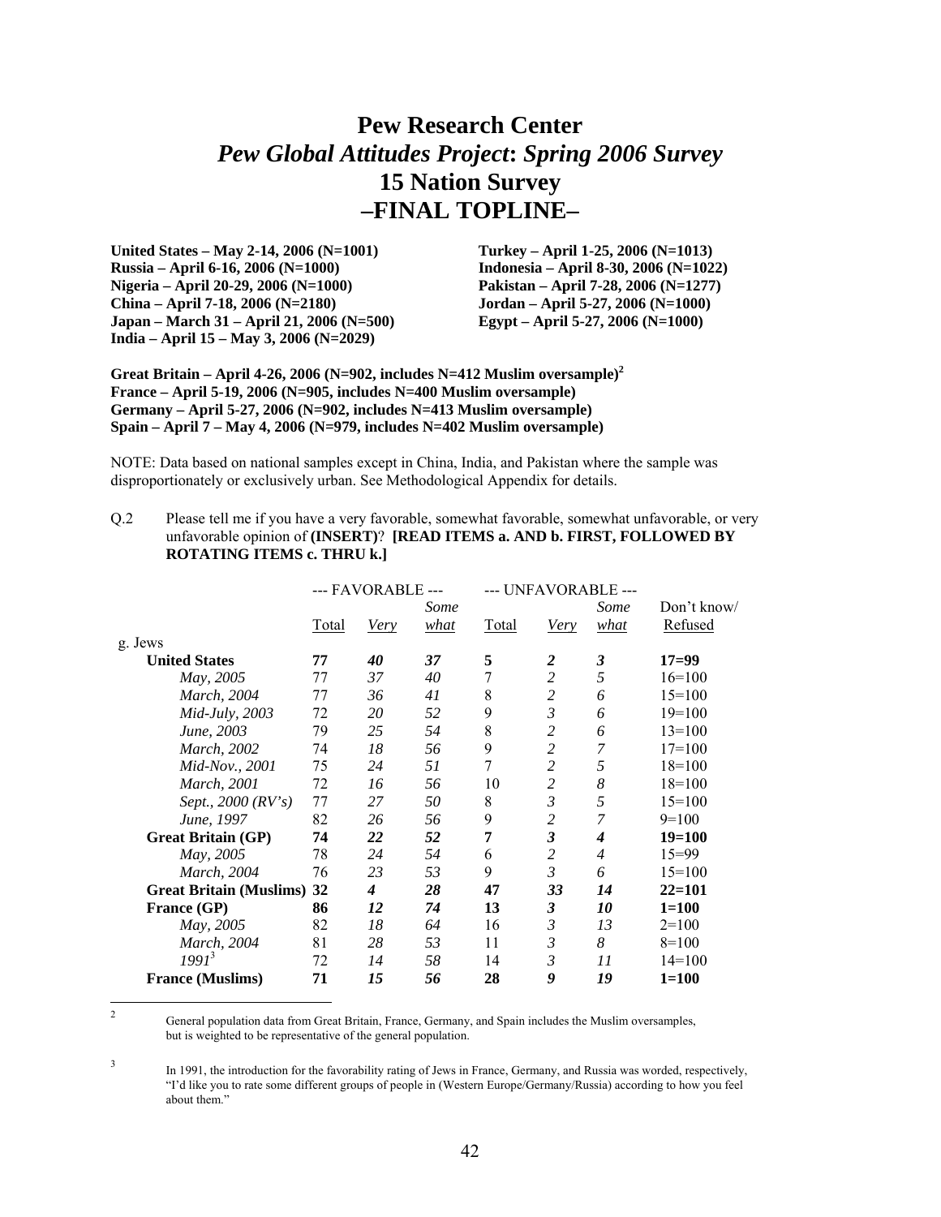# Pew Research Center

## *Pew Global Attitudes Project*: *Spring 2006 Survey*

## 15 Nation Survey

## –FINAL TOPLINE–

**United States – May 2-14, 2006 (N=1001)**
**Russia – April 6-16, 2006 (N=1000)**
**Nigeria – April 20-29, 2006 (N=1000)**
**China – April 7-18, 2006 (N=2180)**
**Japan – March 31 – April 21, 2006 (N=500)**
**India – April 15 – May 3, 2006 (N=2029)**

**Turkey – April 1-25, 2006 (N=1013)**
**Indonesia – April 8-30, 2006 (N=1022)**
**Pakistan – April 7-28, 2006 (N=1277)**
**Jordan – April 5-27, 2006 (N=1000)**
**Egypt – April 5-27, 2006 (N=1000)**

**Great Britain – April 4-26, 2006 (N=902, includes N=412 Muslim oversample)[2]**
**France – April 5-19, 2006 (N=905, includes N=400 Muslim oversample)**
**Germany – April 5-27, 2006 (N=902, includes N=413 Muslim oversample)**
**Spain – April 7 – May 4, 2006 (N=979, includes N=402 Muslim oversample)**

NOTE: Data based on national samples except in China, India, and Pakistan where the sample was disproportionately or exclusively urban. See Methodological Appendix for details.

Q.2 Please tell me if you have a very favorable, somewhat favorable, somewhat unfavorable, or very unfavorable opinion of **(INSERT)**? **[READ ITEMS a. AND b. FIRST, FOLLOWED BY ROTATING ITEMS c. THRU k.]**

| | --- FAVORABLE --- | | | --- UNFAVORABLE --- | | | |
|---|---|---|---|---|---|---|---|
| | Total | *Very* | *Somewhat* | Total | *Very* | *Somewhat* | Don't know/ Refused |
| g. Jews | | | | | | | |
| **United States** | **77** | ***40*** | ***37*** | **5** | ***2*** | ***3*** | **17=99** |
| *May, 2005* | 77 | *37* | *40* | 7 | *2* | *5* | 16=100 |
| *March, 2004* | 77 | *36* | *41* | 8 | *2* | *6* | 15=100 |
| *Mid-July, 2003* | 72 | *20* | *52* | 9 | *3* | *6* | 19=100 |
| *June, 2003* | 79 | *25* | *54* | 8 | *2* | *6* | 13=100 |
| *March, 2002* | 74 | *18* | *56* | 9 | *2* | *7* | 17=100 |
| *Mid-Nov., 2001* | 75 | *24* | *51* | 7 | *2* | *5* | 18=100 |
| *March, 2001* | 72 | *16* | *56* | 10 | *2* | *8* | 18=100 |
| *Sept., 2000 (RV's)* | 77 | *27* | *50* | 8 | *3* | *5* | 15=100 |
| *June, 1997* | 82 | *26* | *56* | 9 | *2* | *7* | 9=100 |
| **Great Britain (GP)** | **74** | ***22*** | ***52*** | **7** | ***3*** | ***4*** | **19=100** |
| *May, 2005* | 78 | *24* | *54* | 6 | *2* | *4* | 15=99 |
| *March, 2004* | 76 | *23* | *53* | 9 | *3* | *6* | 15=100 |
| **Great Britain (Muslims)** | **32** | ***4*** | ***28*** | **47** | ***33*** | ***14*** | **22=101** |
| **France (GP)** | **86** | ***12*** | ***74*** | **13** | ***3*** | ***10*** | **1=100** |
| *May, 2005* | 82 | *18* | *64* | 16 | *3* | *13* | 2=100 |
| *March, 2004* | 81 | *28* | *53* | 11 | *3* | *8* | 8=100 |
| *1991*[3] | 72 | *14* | *58* | 14 | *3* | *11* | 14=100 |
| **France (Muslims)** | **71** | ***15*** | ***56*** | **28** | ***9*** | ***19*** | **1=100** |

[2] General population data from Great Britain, France, Germany, and Spain includes the Muslim oversamples, but is weighted to be representative of the general population.

[3] In 1991, the introduction for the favorability rating of Jews in France, Germany, and Russia was worded, respectively, "I'd like you to rate some different groups of people in (Western Europe/Germany/Russia) according to how you feel about them."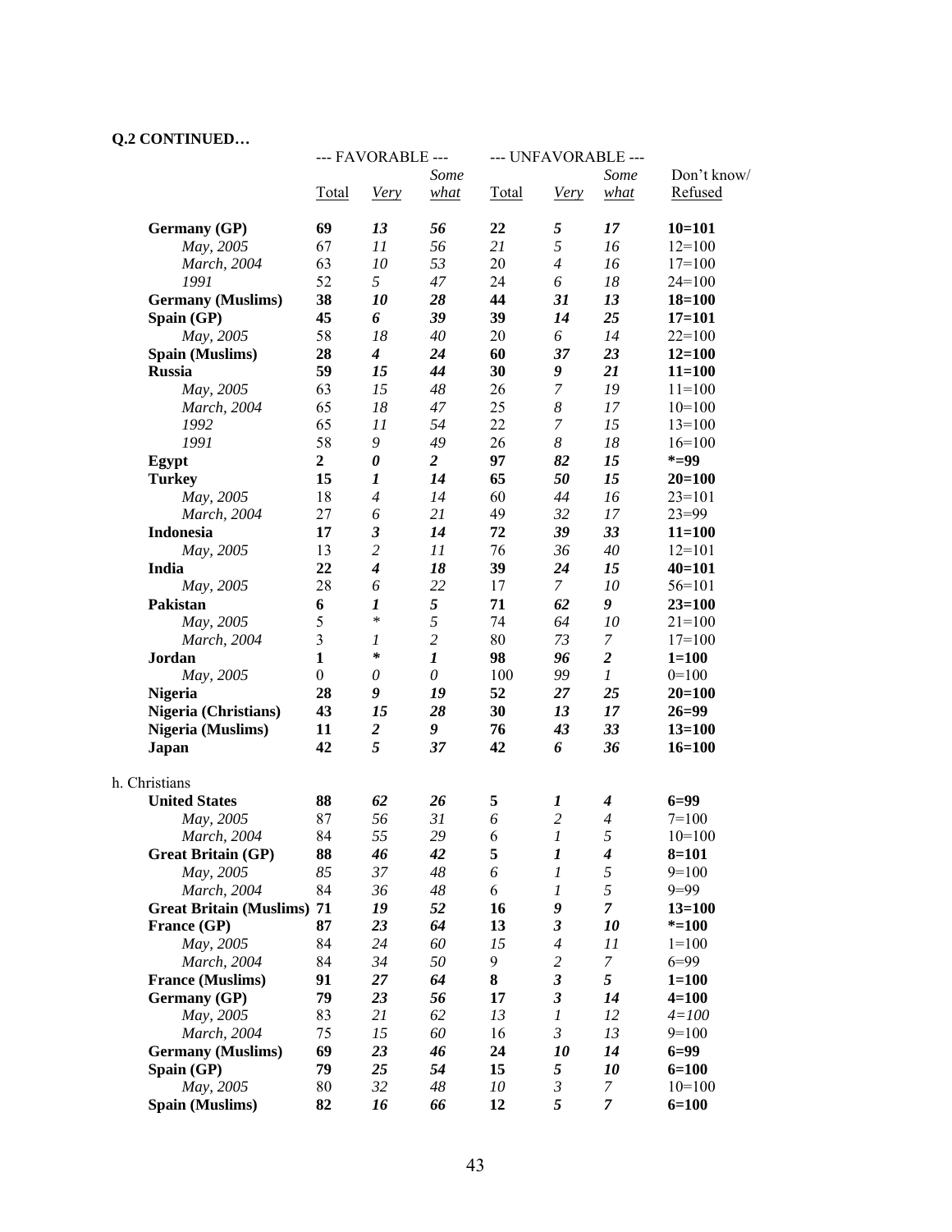**Q.2 CONTINUED…**

| | --- FAVORABLE --- | | | --- UNFAVORABLE --- | | | |
|---|---|---|---|---|---|---|---|
| | Total | *Very* | *Some what* | Total | *Very* | *Some what* | Don't know/ Refused |
| **Germany (GP)** | **69** | ***13*** | ***56*** | **22** | ***5*** | ***17*** | **10=101** |
| *May, 2005* | 67 | *11* | *56* | *21* | *5* | *16* | 12=100 |
| *March, 2004* | 63 | *10* | *53* | 20 | *4* | *16* | 17=100 |
| *1991* | 52 | *5* | *47* | 24 | *6* | *18* | 24=100 |
| **Germany (Muslims)** | **38** | ***10*** | ***28*** | **44** | ***31*** | ***13*** | **18=100** |
| **Spain (GP)** | **45** | ***6*** | ***39*** | **39** | ***14*** | ***25*** | **17=101** |
| *May, 2005* | 58 | *18* | *40* | 20 | *6* | *14* | 22=100 |
| **Spain (Muslims)** | **28** | ***4*** | ***24*** | **60** | ***37*** | ***23*** | **12=100** |
| **Russia** | **59** | ***15*** | ***44*** | **30** | ***9*** | ***21*** | **11=100** |
| *May, 2005* | 63 | *15* | *48* | 26 | *7* | *19* | 11=100 |
| *March, 2004* | 65 | *18* | *47* | 25 | *8* | *17* | 10=100 |
| *1992* | 65 | *11* | *54* | 22 | *7* | *15* | 13=100 |
| *1991* | 58 | *9* | *49* | 26 | *8* | *18* | 16=100 |
| **Egypt** | **2** | ***0*** | ***2*** | **97** | ***82*** | ***15*** | ***=99** |
| **Turkey** | **15** | ***1*** | ***14*** | **65** | ***50*** | ***15*** | **20=100** |
| *May, 2005* | 18 | *4* | *14* | 60 | *44* | *16* | 23=101 |
| *March, 2004* | 27 | *6* | *21* | 49 | *32* | *17* | 23=99 |
| **Indonesia** | **17** | ***3*** | ***14*** | **72** | ***39*** | ***33*** | **11=100** |
| *May, 2005* | 13 | *2* | *11* | 76 | *36* | *40* | 12=101 |
| **India** | **22** | ***4*** | ***18*** | **39** | ***24*** | ***15*** | **40=101** |
| *May, 2005* | 28 | *6* | *22* | 17 | *7* | *10* | 56=101 |
| **Pakistan** | **6** | ***1*** | ***5*** | **71** | ***62*** | ***9*** | **23=100** |
| *May, 2005* | 5 | * | *5* | 74 | *64* | *10* | 21=100 |
| *March, 2004* | 3 | *1* | *2* | 80 | *73* | *7* | 17=100 |
| **Jordan** | **1** | ***** | ***1*** | **98** | ***96*** | ***2*** | **1=100** |
| *May, 2005* | 0 | *0* | *0* | 100 | *99* | *1* | 0=100 |
| **Nigeria** | **28** | ***9*** | ***19*** | **52** | ***27*** | ***25*** | **20=100** |
| **Nigeria (Christians)** | **43** | ***15*** | ***28*** | **30** | ***13*** | ***17*** | **26=99** |
| **Nigeria (Muslims)** | **11** | ***2*** | ***9*** | **76** | ***43*** | ***33*** | **13=100** |
| **Japan** | **42** | ***5*** | ***37*** | **42** | ***6*** | ***36*** | **16=100** |
| h. Christians | | | | | | | |
| **United States** | **88** | ***62*** | ***26*** | **5** | ***1*** | ***4*** | **6=99** |
| *May, 2005* | 87 | *56* | *31* | 6 | *2* | *4* | 7=100 |
| *March, 2004* | 84 | *55* | *29* | 6 | *1* | *5* | 10=100 |
| **Great Britain (GP)** | **88** | ***46*** | ***42*** | **5** | ***1*** | ***4*** | **8=101** |
| *May, 2005* | *85* | *37* | *48* | *6* | *1* | *5* | 9=100 |
| *March, 2004* | 84 | *36* | *48* | 6 | *1* | *5* | 9=99 |
| **Great Britain (Muslims)** | **71** | ***19*** | ***52*** | **16** | ***9*** | ***7*** | **13=100** |
| **France (GP)** | **87** | ***23*** | ***64*** | **13** | ***3*** | ***10*** | ***=100** |
| *May, 2005* | 84 | *24* | *60* | *15* | *4* | *11* | 1=100 |
| *March, 2004* | 84 | *34* | *50* | 9 | *2* | *7* | 6=99 |
| **France (Muslims)** | **91** | ***27*** | ***64*** | **8** | ***3*** | ***5*** | **1=100** |
| **Germany (GP)** | **79** | ***23*** | ***56*** | **17** | ***3*** | ***14*** | **4=100** |
| *May, 2005* | 83 | *21* | *62* | *13* | *1* | *12* | *4=100* |
| *March, 2004* | 75 | *15* | *60* | 16 | *3* | *13* | 9=100 |
| **Germany (Muslims)** | **69** | ***23*** | ***46*** | **24** | ***10*** | ***14*** | **6=99** |
| **Spain (GP)** | **79** | ***25*** | ***54*** | **15** | ***5*** | ***10*** | **6=100** |
| *May, 2005* | 80 | *32* | *48* | *10* | *3* | *7* | 10=100 |
| **Spain (Muslims)** | **82** | ***16*** | ***66*** | **12** | ***5*** | ***7*** | **6=100** |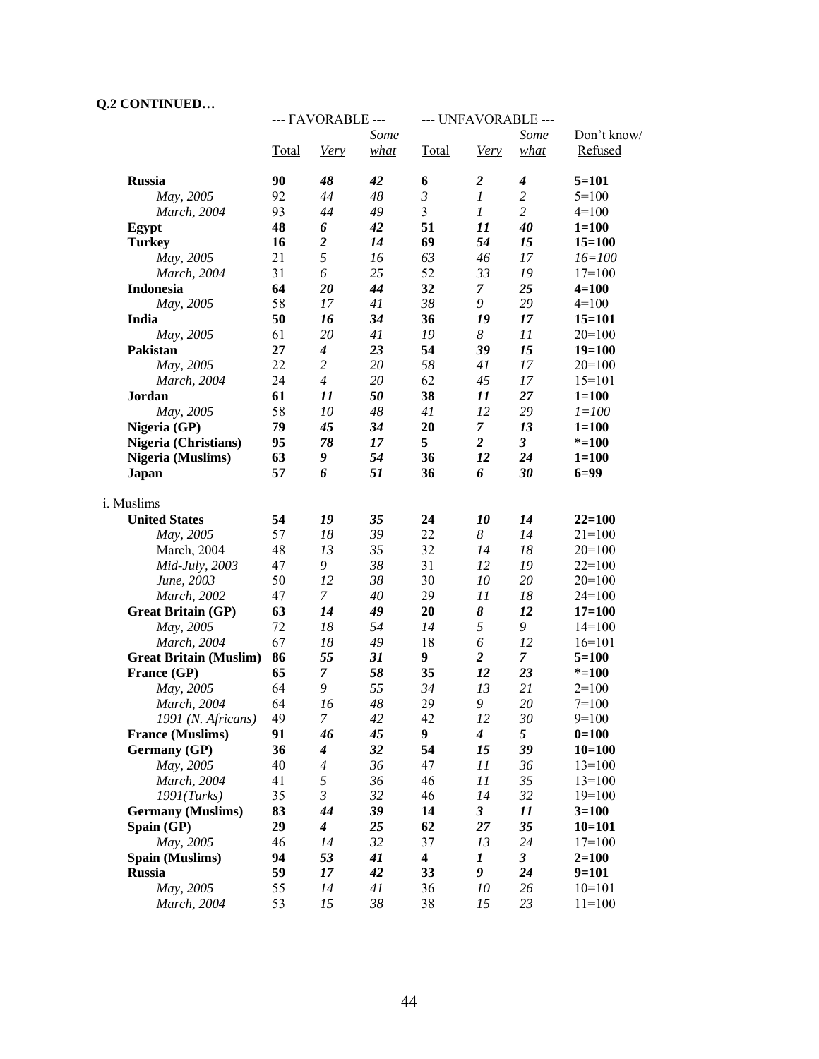**Q.2 CONTINUED…**

| | --- FAVORABLE --- | | | --- UNFAVORABLE --- | | | |
|---|---|---|---|---|---|---|---|
| | Total | *Very* | *Some what* | Total | *Very* | *Some what* | Don't know/ Refused |
| **Russia** | **90** | ***48*** | ***42*** | **6** | ***2*** | ***4*** | **5=101** |
| *May, 2005* | 92 | *44* | *48* | *3* | *1* | *2* | 5=100 |
| *March, 2004* | 93 | *44* | *49* | 3 | *1* | *2* | 4=100 |
| **Egypt** | **48** | ***6*** | ***42*** | **51** | ***11*** | ***40*** | **1=100** |
| **Turkey** | **16** | ***2*** | ***14*** | **69** | ***54*** | ***15*** | **15=100** |
| *May, 2005* | 21 | *5* | *16* | *63* | *46* | *17* | *16=100* |
| *March, 2004* | 31 | *6* | *25* | 52 | *33* | *19* | 17=100 |
| **Indonesia** | **64** | ***20*** | ***44*** | **32** | ***7*** | ***25*** | **4=100** |
| *May, 2005* | 58 | *17* | *41* | *38* | *9* | *29* | 4=100 |
| **India** | **50** | ***16*** | ***34*** | **36** | ***19*** | ***17*** | **15=101** |
| *May, 2005* | 61 | *20* | *41* | *19* | *8* | *11* | 20=100 |
| **Pakistan** | **27** | ***4*** | ***23*** | **54** | ***39*** | ***15*** | **19=100** |
| *May, 2005* | 22 | *2* | *20* | *58* | *41* | *17* | 20=100 |
| *March, 2004* | 24 | *4* | *20* | 62 | *45* | *17* | 15=101 |
| **Jordan** | **61** | ***11*** | ***50*** | **38** | ***11*** | ***27*** | **1=100** |
| *May, 2005* | 58 | *10* | *48* | *41* | *12* | *29* | *1=100* |
| **Nigeria (GP)** | **79** | ***45*** | ***34*** | **20** | ***7*** | ***13*** | **1=100** |
| **Nigeria (Christians)** | **95** | ***78*** | ***17*** | **5** | ***2*** | ***3*** | **\*=100** |
| **Nigeria (Muslims)** | **63** | ***9*** | ***54*** | **36** | ***12*** | ***24*** | **1=100** |
| **Japan** | **57** | ***6*** | ***51*** | **36** | ***6*** | ***30*** | **6=99** |
| i. Muslims | | | | | | | |
| **United States** | **54** | ***19*** | ***35*** | **24** | ***10*** | ***14*** | **22=100** |
| *May, 2005* | 57 | *18* | *39* | 22 | *8* | *14* | 21=100 |
| March, 2004 | 48 | *13* | *35* | 32 | *14* | *18* | 20=100 |
| *Mid-July, 2003* | 47 | *9* | *38* | 31 | *12* | *19* | 22=100 |
| *June, 2003* | 50 | *12* | *38* | 30 | *10* | *20* | 20=100 |
| *March, 2002* | 47 | *7* | *40* | 29 | *11* | *18* | 24=100 |
| **Great Britain (GP)** | **63** | ***14*** | ***49*** | **20** | ***8*** | ***12*** | **17=100** |
| *May, 2005* | 72 | *18* | *54* | 14 | *5* | *9* | 14=100 |
| *March, 2004* | 67 | *18* | *49* | 18 | *6* | *12* | 16=101 |
| **Great Britain (Muslim)** | **86** | ***55*** | ***31*** | **9** | ***2*** | ***7*** | **5=100** |
| **France (GP)** | **65** | ***7*** | ***58*** | **35** | ***12*** | ***23*** | **\*=100** |
| *May, 2005* | 64 | *9* | *55* | *34* | *13* | *21* | 2=100 |
| *March, 2004* | 64 | *16* | *48* | 29 | *9* | *20* | 7=100 |
| *1991 (N. Africans)* | 49 | *7* | *42* | 42 | *12* | *30* | 9=100 |
| **France (Muslims)** | **91** | ***46*** | ***45*** | **9** | ***4*** | ***5*** | **0=100** |
| **Germany (GP)** | **36** | ***4*** | ***32*** | **54** | ***15*** | ***39*** | **10=100** |
| *May, 2005* | 40 | *4* | *36* | 47 | *11* | *36* | 13=100 |
| *March, 2004* | 41 | *5* | *36* | 46 | *11* | *35* | 13=100 |
| *1991(Turks)* | 35 | *3* | *32* | 46 | *14* | *32* | 19=100 |
| **Germany (Muslims)** | **83** | ***44*** | ***39*** | **14** | ***3*** | ***11*** | **3=100** |
| **Spain (GP)** | **29** | ***4*** | ***25*** | **62** | ***27*** | ***35*** | **10=101** |
| *May, 2005* | 46 | *14* | *32* | 37 | *13* | *24* | 17=100 |
| **Spain (Muslims)** | **94** | ***53*** | ***41*** | **4** | ***1*** | ***3*** | **2=100** |
| **Russia** | **59** | ***17*** | ***42*** | **33** | ***9*** | ***24*** | **9=101** |
| *May, 2005* | 55 | *14* | *41* | 36 | *10* | *26* | 10=101 |
| *March, 2004* | 53 | *15* | *38* | 38 | *15* | *23* | 11=100 |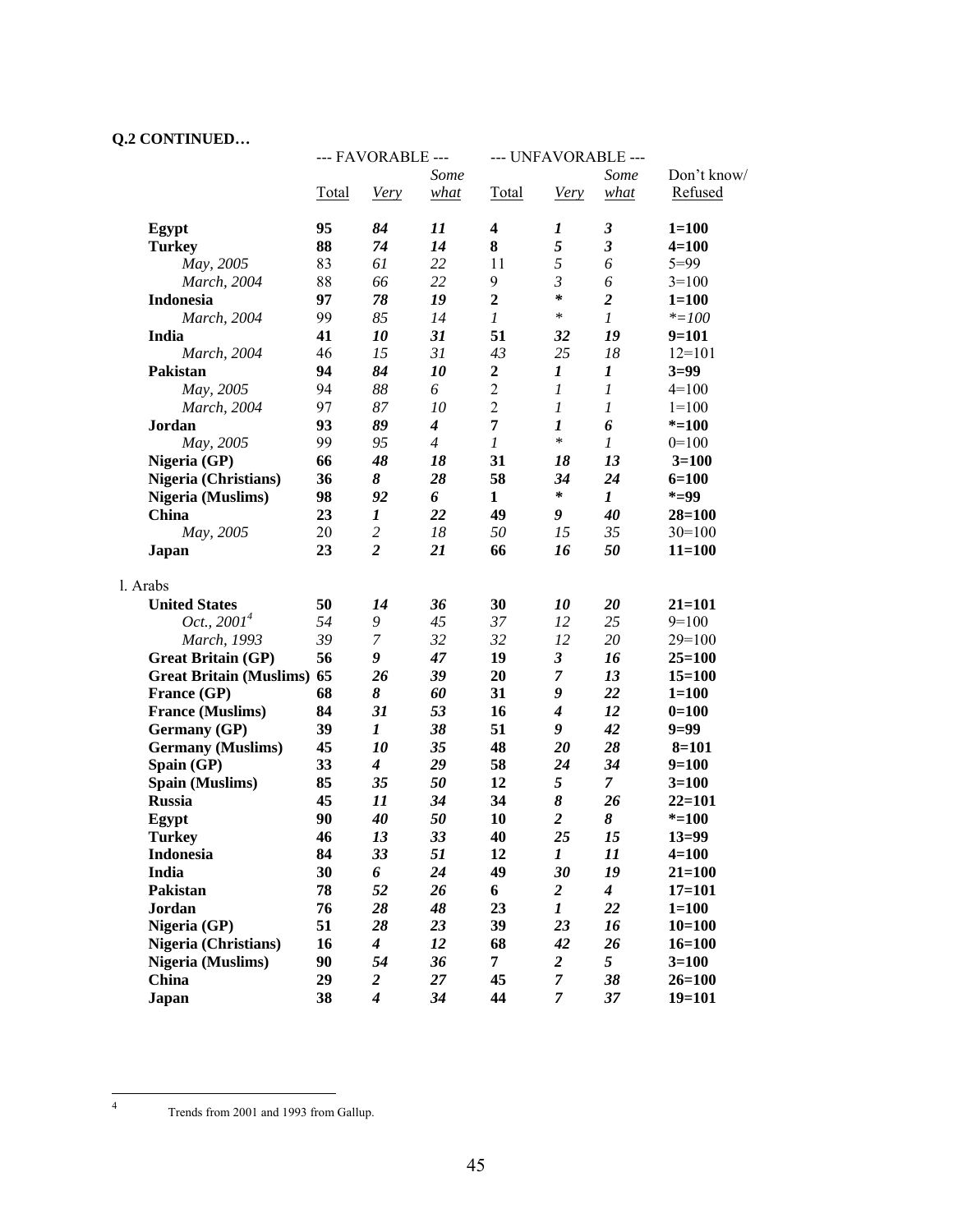**Q.2 CONTINUED…**

| | --- FAVORABLE --- | | | --- UNFAVORABLE --- | | | |
|---|---|---|---|---|---|---|---|
| | Total | *Very* | *Some what* | Total | *Very* | *Some what* | Don't know/ Refused |
| **Egypt** | **95** | ***84*** | ***11*** | **4** | ***1*** | ***3*** | **1=100** |
| **Turkey** | **88** | ***74*** | ***14*** | **8** | ***5*** | ***3*** | **4=100** |
| *May, 2005* | 83 | *61* | *22* | 11 | *5* | *6* | 5=99 |
| *March, 2004* | 88 | *66* | *22* | 9 | *3* | *6* | 3=100 |
| **Indonesia** | **97** | ***78*** | ***19*** | **2** | ***** | ***2*** | **1=100** |
| *March, 2004* | 99 | *85* | *14* | *1* | * | *1* | *=*100* |
| **India** | **41** | ***10*** | ***31*** | **51** | ***32*** | ***19*** | **9=101** |
| *March, 2004* | 46 | *15* | *31* | *43* | *25* | *18* | 12=101 |
| **Pakistan** | **94** | ***84*** | ***10*** | **2** | ***1*** | ***1*** | **3=99** |
| *May, 2005* | 94 | *88* | *6* | *2* | *1* | *1* | 4=100 |
| *March, 2004* | 97 | *87* | *10* | *2* | *1* | *1* | 1=100 |
| **Jordan** | **93** | ***89*** | ***4*** | **7** | ***1*** | ***6*** | ***=100** |
| *May, 2005* | 99 | *95* | *4* | *1* | * | *1* | 0=100 |
| **Nigeria (GP)** | **66** | ***48*** | ***18*** | **31** | ***18*** | ***13*** | **3=100** |
| **Nigeria (Christians)** | **36** | ***8*** | ***28*** | **58** | ***34*** | ***24*** | **6=100** |
| **Nigeria (Muslims)** | **98** | ***92*** | ***6*** | **1** | ***** | ***1*** | ***=99** |
| **China** | **23** | ***1*** | ***22*** | **49** | ***9*** | ***40*** | **28=100** |
| *May, 2005* | 20 | *2* | *18* | *50* | *15* | *35* | 30=100 |
| **Japan** | **23** | ***2*** | ***21*** | **66** | ***16*** | ***50*** | **11=100** |
| l. Arabs | | | | | | | |
| **United States** | **50** | ***14*** | ***36*** | **30** | ***10*** | ***20*** | **21=101** |
| *Oct., 2001*[4] | *54* | *9* | *45* | *37* | *12* | *25* | 9=100 |
| *March, 1993* | *39* | *7* | *32* | *32* | *12* | *20* | 29=100 |
| **Great Britain (GP)** | **56** | ***9*** | ***47*** | **19** | ***3*** | ***16*** | **25=100** |
| **Great Britain (Muslims)** | **65** | ***26*** | ***39*** | **20** | ***7*** | ***13*** | **15=100** |
| **France (GP)** | **68** | ***8*** | ***60*** | **31** | ***9*** | ***22*** | **1=100** |
| **France (Muslims)** | **84** | ***31*** | ***53*** | **16** | ***4*** | ***12*** | **0=100** |
| **Germany (GP)** | **39** | ***1*** | ***38*** | **51** | ***9*** | ***42*** | **9=99** |
| **Germany (Muslims)** | **45** | ***10*** | ***35*** | **48** | ***20*** | ***28*** | **8=101** |
| **Spain (GP)** | **33** | ***4*** | ***29*** | **58** | ***24*** | ***34*** | **9=100** |
| **Spain (Muslims)** | **85** | ***35*** | ***50*** | **12** | ***5*** | ***7*** | **3=100** |
| **Russia** | **45** | ***11*** | ***34*** | **34** | ***8*** | ***26*** | **22=101** |
| **Egypt** | **90** | ***40*** | ***50*** | **10** | ***2*** | ***8*** | ***=100** |
| **Turkey** | **46** | ***13*** | ***33*** | **40** | ***25*** | ***15*** | **13=99** |
| **Indonesia** | **84** | ***33*** | ***51*** | **12** | ***1*** | ***11*** | **4=100** |
| **India** | **30** | ***6*** | ***24*** | **49** | ***30*** | ***19*** | **21=100** |
| **Pakistan** | **78** | ***52*** | ***26*** | **6** | ***2*** | ***4*** | **17=101** |
| **Jordan** | **76** | ***28*** | ***48*** | **23** | ***1*** | ***22*** | **1=100** |
| **Nigeria (GP)** | **51** | ***28*** | ***23*** | **39** | ***23*** | ***16*** | **10=100** |
| **Nigeria (Christians)** | **16** | ***4*** | ***12*** | **68** | ***42*** | ***26*** | **16=100** |
| **Nigeria (Muslims)** | **90** | ***54*** | ***36*** | **7** | ***2*** | ***5*** | **3=100** |
| **China** | **29** | ***2*** | ***27*** | **45** | ***7*** | ***38*** | **26=100** |
| **Japan** | **38** | ***4*** | ***34*** | **44** | ***7*** | ***37*** | **19=101** |

[4] Trends from 2001 and 1993 from Gallup.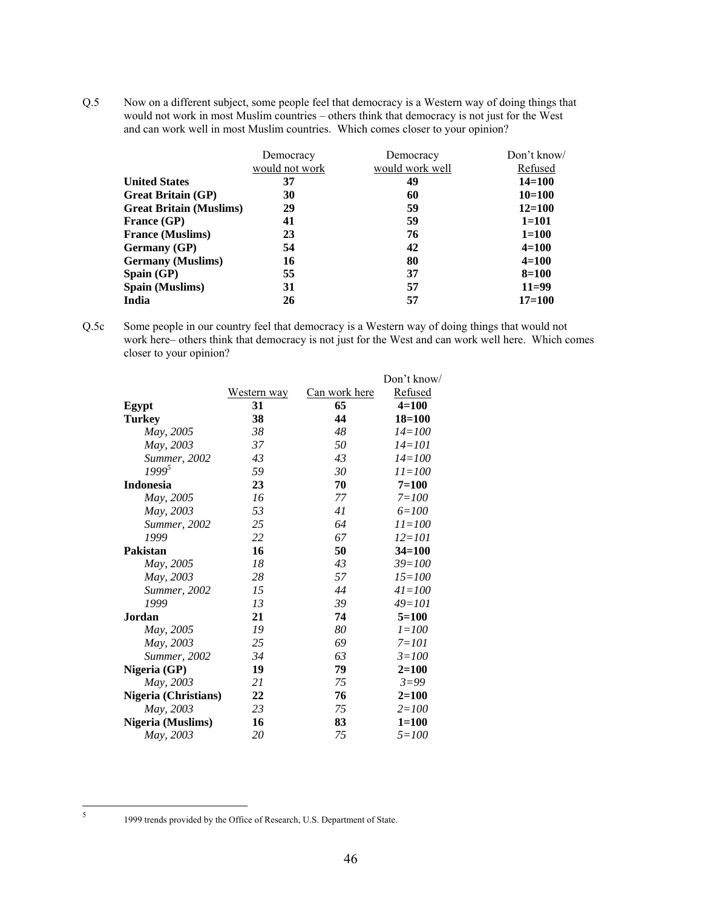Q.5 Now on a different subject, some people feel that democracy is a Western way of doing things that would not work in most Muslim countries – others think that democracy is not just for the West and can work well in most Muslim countries. Which comes closer to your opinion?

| | Democracy would not work | Democracy would work well | Don't know/ Refused |
|---|---|---|---|
| **United States** | **37** | **49** | **14=100** |
| **Great Britain (GP)** | **30** | **60** | **10=100** |
| **Great Britain (Muslims)** | **29** | **59** | **12=100** |
| **France (GP)** | **41** | **59** | **1=101** |
| **France (Muslims)** | **23** | **76** | **1=100** |
| **Germany (GP)** | **54** | **42** | **4=100** |
| **Germany (Muslims)** | **16** | **80** | **4=100** |
| **Spain (GP)** | **55** | **37** | **8=100** |
| **Spain (Muslims)** | **31** | **57** | **11=99** |
| **India** | **26** | **57** | **17=100** |

Q.5c Some people in our country feel that democracy is a Western way of doing things that would not work here– others think that democracy is not just for the West and can work well here. Which comes closer to your opinion?

| | Western way | Can work here | Don't know/ Refused |
|---|---|---|---|
| **Egypt** | **31** | **65** | **4=100** |
| **Turkey** | **38** | **44** | **18=100** |
| *May, 2005* | *38* | *48* | *14=100* |
| *May, 2003* | *37* | *50* | *14=101* |
| *Summer, 2002* | *43* | *43* | *14=100* |
| *1999*[5] | *59* | *30* | *11=100* |
| **Indonesia** | **23** | **70** | **7=100** |
| *May, 2005* | *16* | *77* | *7=100* |
| *May, 2003* | *53* | *41* | *6=100* |
| *Summer, 2002* | *25* | *64* | *11=100* |
| *1999* | *22* | *67* | *12=101* |
| **Pakistan** | **16** | **50** | **34=100** |
| *May, 2005* | *18* | *43* | *39=100* |
| *May, 2003* | *28* | *57* | *15=100* |
| *Summer, 2002* | *15* | *44* | *41=100* |
| *1999* | *13* | *39* | *49=101* |
| **Jordan** | **21** | **74** | **5=100** |
| *May, 2005* | *19* | *80* | *1=100* |
| *May, 2003* | *25* | *69* | *7=101* |
| *Summer, 2002* | *34* | *63* | *3=100* |
| **Nigeria (GP)** | **19** | **79** | **2=100** |
| *May, 2003* | *21* | *75* | *3=99* |
| **Nigeria (Christians)** | **22** | **76** | **2=100** |
| *May, 2003* | *23* | *75* | *2=100* |
| **Nigeria (Muslims)** | **16** | **83** | **1=100** |
| *May, 2003* | *20* | *75* | *5=100* |

[5] 1999 trends provided by the Office of Research, U.S. Department of State.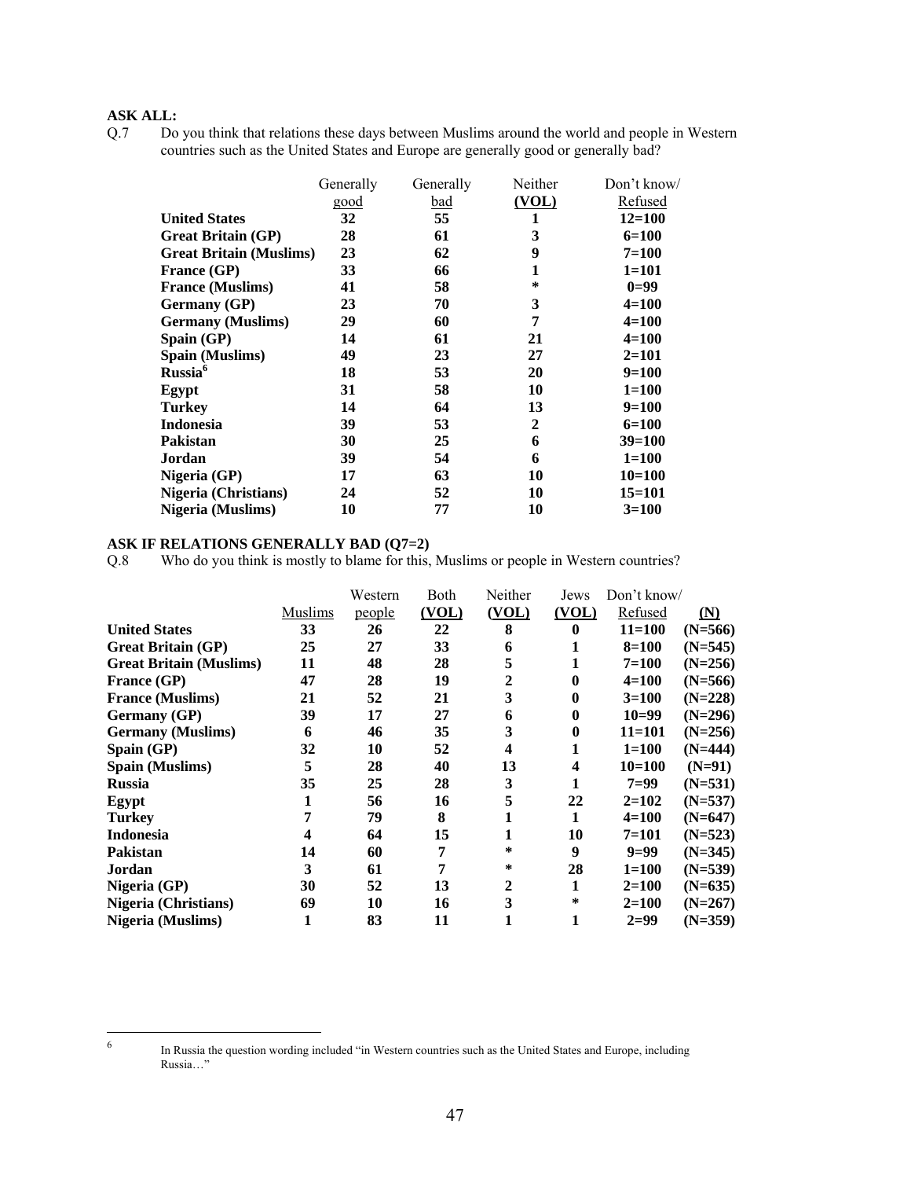**ASK ALL:**

Q.7 Do you think that relations these days between Muslims around the world and people in Western countries such as the United States and Europe are generally good or generally bad?

| | Generally good | Generally bad | Neither (VOL) | Don't know/ Refused |
|---|---|---|---|---|
| **United States** | **32** | **55** | **1** | **12=100** |
| **Great Britain (GP)** | **28** | **61** | **3** | **6=100** |
| **Great Britain (Muslims)** | **23** | **62** | **9** | **7=100** |
| **France (GP)** | **33** | **66** | **1** | **1=101** |
| **France (Muslims)** | **41** | **58** | **\*** | **0=99** |
| **Germany (GP)** | **23** | **70** | **3** | **4=100** |
| **Germany (Muslims)** | **29** | **60** | **7** | **4=100** |
| **Spain (GP)** | **14** | **61** | **21** | **4=100** |
| **Spain (Muslims)** | **49** | **23** | **27** | **2=101** |
| **Russia**[6] | **18** | **53** | **20** | **9=100** |
| **Egypt** | **31** | **58** | **10** | **1=100** |
| **Turkey** | **14** | **64** | **13** | **9=100** |
| **Indonesia** | **39** | **53** | **2** | **6=100** |
| **Pakistan** | **30** | **25** | **6** | **39=100** |
| **Jordan** | **39** | **54** | **6** | **1=100** |
| **Nigeria (GP)** | **17** | **63** | **10** | **10=100** |
| **Nigeria (Christians)** | **24** | **52** | **10** | **15=101** |
| **Nigeria (Muslims)** | **10** | **77** | **10** | **3=100** |

**ASK IF RELATIONS GENERALLY BAD (Q7=2)**

Q.8 Who do you think is mostly to blame for this, Muslims or people in Western countries?

| | Muslims | Western people | Both (VOL) | Neither (VOL) | Jews (VOL) | Don't know/ Refused | (N) |
|---|---|---|---|---|---|---|---|
| **United States** | **33** | **26** | **22** | **8** | **0** | **11=100** | **(N=566)** |
| **Great Britain (GP)** | **25** | **27** | **33** | **6** | **1** | **8=100** | **(N=545)** |
| **Great Britain (Muslims)** | **11** | **48** | **28** | **5** | **1** | **7=100** | **(N=256)** |
| **France (GP)** | **47** | **28** | **19** | **2** | **0** | **4=100** | **(N=566)** |
| **France (Muslims)** | **21** | **52** | **21** | **3** | **0** | **3=100** | **(N=228)** |
| **Germany (GP)** | **39** | **17** | **27** | **6** | **0** | **10=99** | **(N=296)** |
| **Germany (Muslims)** | **6** | **46** | **35** | **3** | **0** | **11=101** | **(N=256)** |
| **Spain (GP)** | **32** | **10** | **52** | **4** | **1** | **1=100** | **(N=444)** |
| **Spain (Muslims)** | **5** | **28** | **40** | **13** | **4** | **10=100** | **(N=91)** |
| **Russia** | **35** | **25** | **28** | **3** | **1** | **7=99** | **(N=531)** |
| **Egypt** | **1** | **56** | **16** | **5** | **22** | **2=102** | **(N=537)** |
| **Turkey** | **7** | **79** | **8** | **1** | **1** | **4=100** | **(N=647)** |
| **Indonesia** | **4** | **64** | **15** | **1** | **10** | **7=101** | **(N=523)** |
| **Pakistan** | **14** | **60** | **7** | **\*** | **9** | **9=99** | **(N=345)** |
| **Jordan** | **3** | **61** | **7** | **\*** | **28** | **1=100** | **(N=539)** |
| **Nigeria (GP)** | **30** | **52** | **13** | **2** | **1** | **2=100** | **(N=635)** |
| **Nigeria (Christians)** | **69** | **10** | **16** | **3** | **\*** | **2=100** | **(N=267)** |
| **Nigeria (Muslims)** | **1** | **83** | **11** | **1** | **1** | **2=99** | **(N=359)** |

[6] In Russia the question wording included "in Western countries such as the United States and Europe, including Russia…"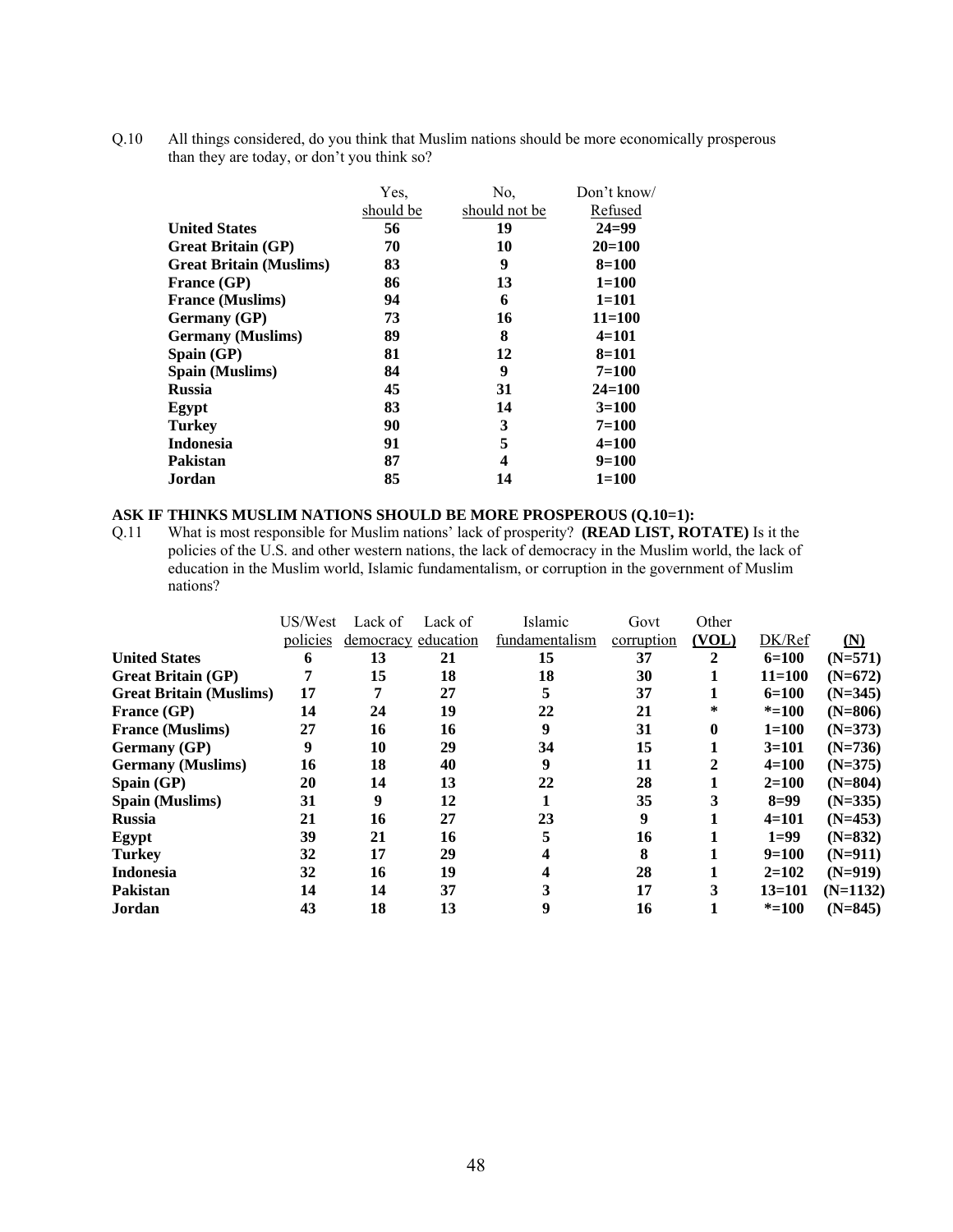Q.10 All things considered, do you think that Muslim nations should be more economically prosperous than they are today, or don't you think so?

| | Yes, should be | No, should not be | Don't know/ Refused |
|---|---|---|---|
| **United States** | **56** | **19** | **24=99** |
| **Great Britain (GP)** | **70** | **10** | **20=100** |
| **Great Britain (Muslims)** | **83** | **9** | **8=100** |
| **France (GP)** | **86** | **13** | **1=100** |
| **France (Muslims)** | **94** | **6** | **1=101** |
| **Germany (GP)** | **73** | **16** | **11=100** |
| **Germany (Muslims)** | **89** | **8** | **4=101** |
| **Spain (GP)** | **81** | **12** | **8=101** |
| **Spain (Muslims)** | **84** | **9** | **7=100** |
| **Russia** | **45** | **31** | **24=100** |
| **Egypt** | **83** | **14** | **3=100** |
| **Turkey** | **90** | **3** | **7=100** |
| **Indonesia** | **91** | **5** | **4=100** |
| **Pakistan** | **87** | **4** | **9=100** |
| **Jordan** | **85** | **14** | **1=100** |

**ASK IF THINKS MUSLIM NATIONS SHOULD BE MORE PROSPEROUS (Q.10=1):**

Q.11 What is most responsible for Muslim nations' lack of prosperity? **(READ LIST, ROTATE)** Is it the policies of the U.S. and other western nations, the lack of democracy in the Muslim world, the lack of education in the Muslim world, Islamic fundamentalism, or corruption in the government of Muslim nations?

| | US/West policies | Lack of democracy | Lack of education | Islamic fundamentalism | Govt corruption | Other (VOL) | DK/Ref | (N) |
|---|---|---|---|---|---|---|---|---|
| **United States** | **6** | **13** | **21** | **15** | **37** | **2** | **6=100** | **(N=571)** |
| **Great Britain (GP)** | **7** | **15** | **18** | **18** | **30** | **1** | **11=100** | **(N=672)** |
| **Great Britain (Muslims)** | **17** | **7** | **27** | **5** | **37** | **1** | **6=100** | **(N=345)** |
| **France (GP)** | **14** | **24** | **19** | **22** | **21** | ***** | ***=100** | **(N=806)** |
| **France (Muslims)** | **27** | **16** | **16** | **9** | **31** | **0** | **1=100** | **(N=373)** |
| **Germany (GP)** | **9** | **10** | **29** | **34** | **15** | **1** | **3=101** | **(N=736)** |
| **Germany (Muslims)** | **16** | **18** | **40** | **9** | **11** | **2** | **4=100** | **(N=375)** |
| **Spain (GP)** | **20** | **14** | **13** | **22** | **28** | **1** | **2=100** | **(N=804)** |
| **Spain (Muslims)** | **31** | **9** | **12** | **1** | **35** | **3** | **8=99** | **(N=335)** |
| **Russia** | **21** | **16** | **27** | **23** | **9** | **1** | **4=101** | **(N=453)** |
| **Egypt** | **39** | **21** | **16** | **5** | **16** | **1** | **1=99** | **(N=832)** |
| **Turkey** | **32** | **17** | **29** | **4** | **8** | **1** | **9=100** | **(N=911)** |
| **Indonesia** | **32** | **16** | **19** | **4** | **28** | **1** | **2=102** | **(N=919)** |
| **Pakistan** | **14** | **14** | **37** | **3** | **17** | **3** | **13=101** | **(N=1132)** |
| **Jordan** | **43** | **18** | **13** | **9** | **16** | **1** | ***=100** | **(N=845)** |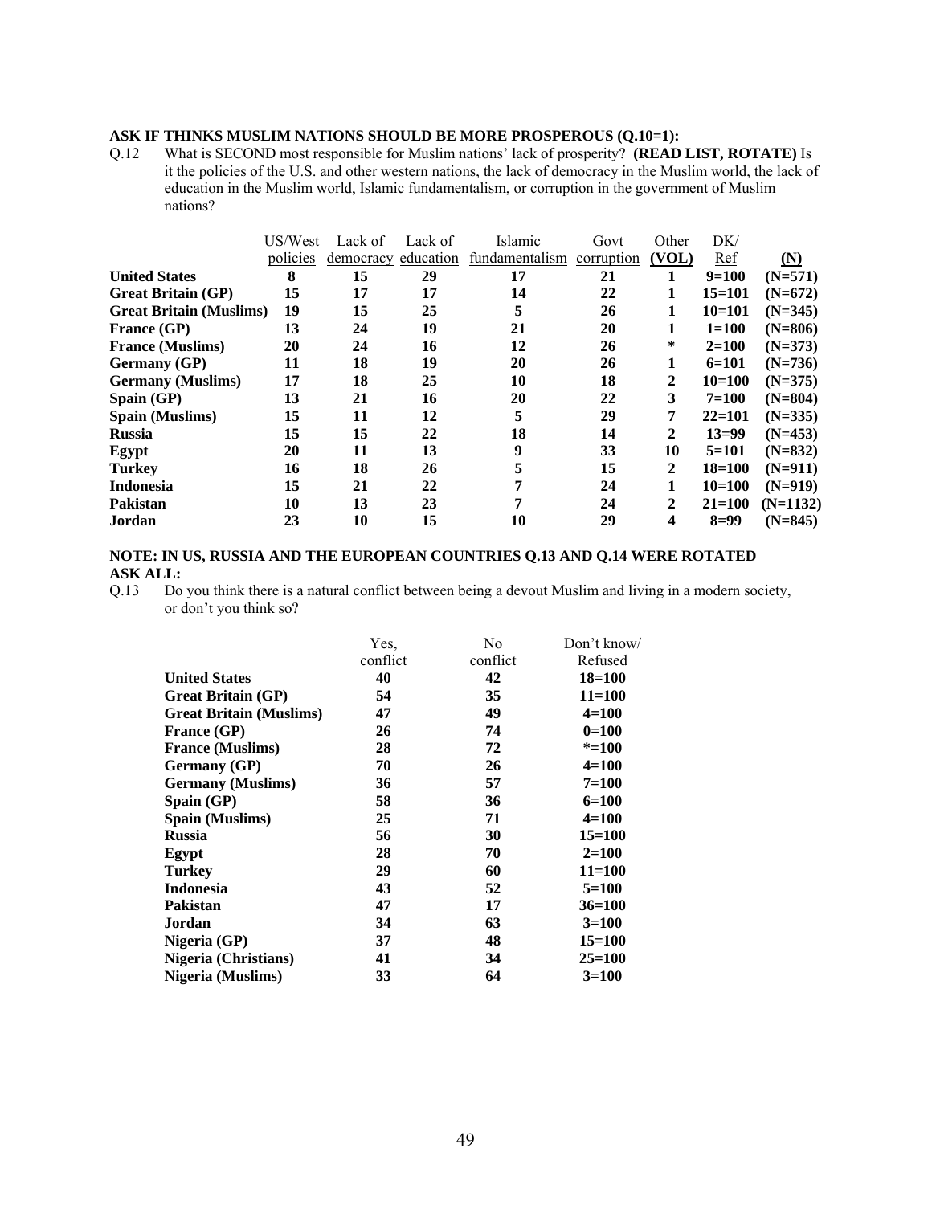**ASK IF THINKS MUSLIM NATIONS SHOULD BE MORE PROSPEROUS (Q.10=1):**

Q.12 What is SECOND most responsible for Muslim nations' lack of prosperity? **(READ LIST, ROTATE)** Is it the policies of the U.S. and other western nations, the lack of democracy in the Muslim world, the lack of education in the Muslim world, Islamic fundamentalism, or corruption in the government of Muslim nations?

| | US/West policies | Lack of democracy | Lack of education | Islamic fundamentalism | Govt corruption | Other (VOL) | DK/ Ref | (N) |
|---|---|---|---|---|---|---|---|---|
| **United States** | **8** | **15** | **29** | **17** | **21** | **1** | **9=100** | **(N=571)** |
| **Great Britain (GP)** | **15** | **17** | **17** | **14** | **22** | **1** | **15=101** | **(N=672)** |
| **Great Britain (Muslims)** | **19** | **15** | **25** | **5** | **26** | **1** | **10=101** | **(N=345)** |
| **France (GP)** | **13** | **24** | **19** | **21** | **20** | **1** | **1=100** | **(N=806)** |
| **France (Muslims)** | **20** | **24** | **16** | **12** | **26** | **\*** | **2=100** | **(N=373)** |
| **Germany (GP)** | **11** | **18** | **19** | **20** | **26** | **1** | **6=101** | **(N=736)** |
| **Germany (Muslims)** | **17** | **18** | **25** | **10** | **18** | **2** | **10=100** | **(N=375)** |
| **Spain (GP)** | **13** | **21** | **16** | **20** | **22** | **3** | **7=100** | **(N=804)** |
| **Spain (Muslims)** | **15** | **11** | **12** | **5** | **29** | **7** | **22=101** | **(N=335)** |
| **Russia** | **15** | **15** | **22** | **18** | **14** | **2** | **13=99** | **(N=453)** |
| **Egypt** | **20** | **11** | **13** | **9** | **33** | **10** | **5=101** | **(N=832)** |
| **Turkey** | **16** | **18** | **26** | **5** | **15** | **2** | **18=100** | **(N=911)** |
| **Indonesia** | **15** | **21** | **22** | **7** | **24** | **1** | **10=100** | **(N=919)** |
| **Pakistan** | **10** | **13** | **23** | **7** | **24** | **2** | **21=100** | **(N=1132)** |
| **Jordan** | **23** | **10** | **15** | **10** | **29** | **4** | **8=99** | **(N=845)** |

**NOTE: IN US, RUSSIA AND THE EUROPEAN COUNTRIES Q.13 AND Q.14 WERE ROTATED**
**ASK ALL:**

Q.13 Do you think there is a natural conflict between being a devout Muslim and living in a modern society, or don't you think so?

| | Yes, conflict | No conflict | Don't know/ Refused |
|---|---|---|---|
| **United States** | **40** | **42** | **18=100** |
| **Great Britain (GP)** | **54** | **35** | **11=100** |
| **Great Britain (Muslims)** | **47** | **49** | **4=100** |
| **France (GP)** | **26** | **74** | **0=100** |
| **France (Muslims)** | **28** | **72** | **\*=100** |
| **Germany (GP)** | **70** | **26** | **4=100** |
| **Germany (Muslims)** | **36** | **57** | **7=100** |
| **Spain (GP)** | **58** | **36** | **6=100** |
| **Spain (Muslims)** | **25** | **71** | **4=100** |
| **Russia** | **56** | **30** | **15=100** |
| **Egypt** | **28** | **70** | **2=100** |
| **Turkey** | **29** | **60** | **11=100** |
| **Indonesia** | **43** | **52** | **5=100** |
| **Pakistan** | **47** | **17** | **36=100** |
| **Jordan** | **34** | **63** | **3=100** |
| **Nigeria (GP)** | **37** | **48** | **15=100** |
| **Nigeria (Christians)** | **41** | **34** | **25=100** |
| **Nigeria (Muslims)** | **33** | **64** | **3=100** |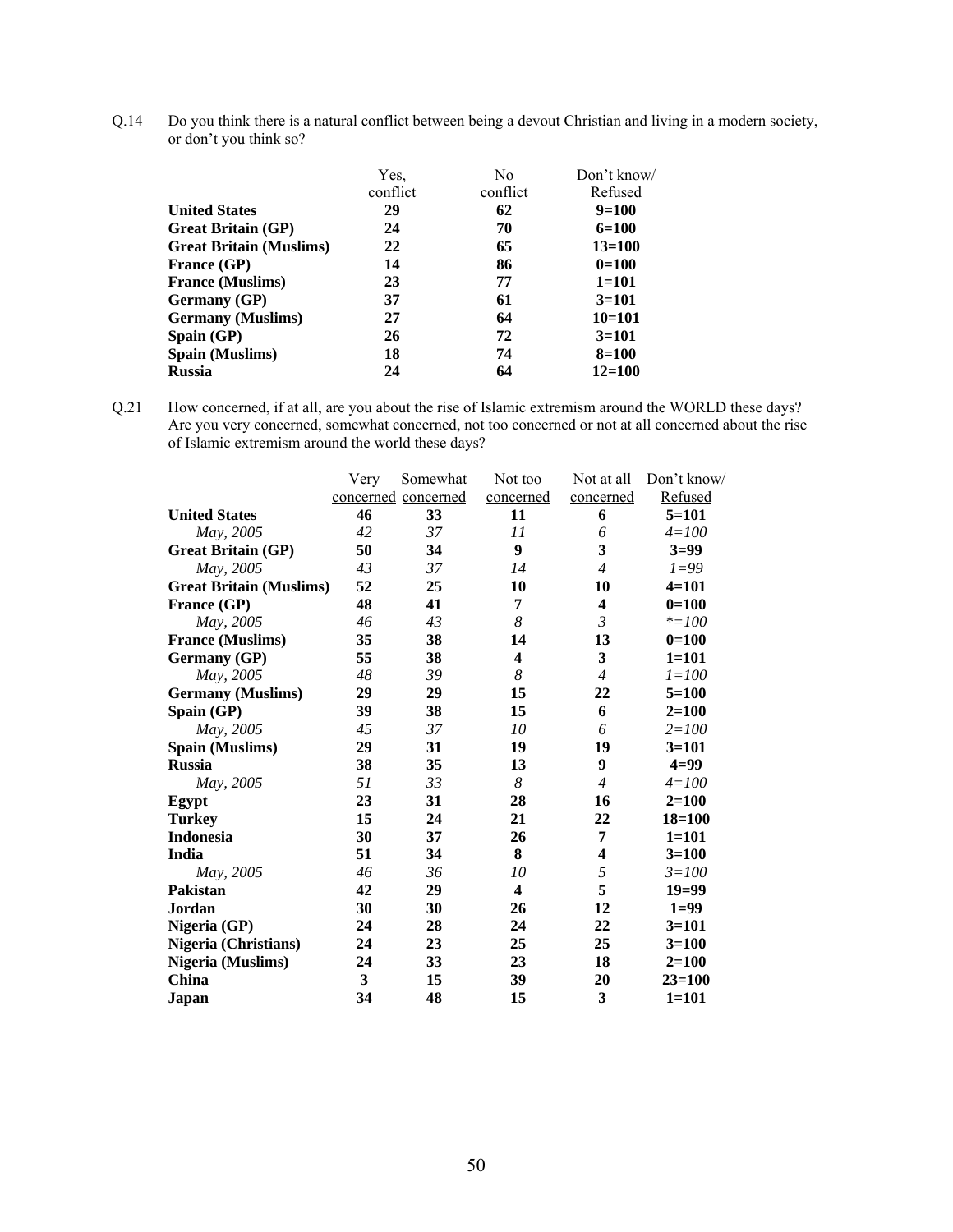Q.14 Do you think there is a natural conflict between being a devout Christian and living in a modern society, or don't you think so?

| | Yes, conflict | No conflict | Don't know/ Refused |
|---|---|---|---|
| **United States** | **29** | **62** | **9=100** |
| **Great Britain (GP)** | **24** | **70** | **6=100** |
| **Great Britain (Muslims)** | **22** | **65** | **13=100** |
| **France (GP)** | **14** | **86** | **0=100** |
| **France (Muslims)** | **23** | **77** | **1=101** |
| **Germany (GP)** | **37** | **61** | **3=101** |
| **Germany (Muslims)** | **27** | **64** | **10=101** |
| **Spain (GP)** | **26** | **72** | **3=101** |
| **Spain (Muslims)** | **18** | **74** | **8=100** |
| **Russia** | **24** | **64** | **12=100** |

Q.21 How concerned, if at all, are you about the rise of Islamic extremism around the WORLD these days? Are you very concerned, somewhat concerned, not too concerned or not at all concerned about the rise of Islamic extremism around the world these days?

| | Very concerned | Somewhat concerned | Not too concerned | Not at all concerned | Don't know/ Refused |
|---|---|---|---|---|---|
| **United States** | **46** | **33** | **11** | **6** | **5=101** |
| *May, 2005* | *42* | *37* | *11* | *6* | *4=100* |
| **Great Britain (GP)** | **50** | **34** | **9** | **3** | **3=99** |
| *May, 2005* | *43* | *37* | *14* | *4* | *1=99* |
| **Great Britain (Muslims)** | **52** | **25** | **10** | **10** | **4=101** |
| **France (GP)** | **48** | **41** | **7** | **4** | **0=100** |
| *May, 2005* | *46* | *43* | *8* | *3* | *\*=100* |
| **France (Muslims)** | **35** | **38** | **14** | **13** | **0=100** |
| **Germany (GP)** | **55** | **38** | **4** | **3** | **1=101** |
| *May, 2005* | *48* | *39* | *8* | *4* | *1=100* |
| **Germany (Muslims)** | **29** | **29** | **15** | **22** | **5=100** |
| **Spain (GP)** | **39** | **38** | **15** | **6** | **2=100** |
| *May, 2005* | *45* | *37* | *10* | *6* | *2=100* |
| **Spain (Muslims)** | **29** | **31** | **19** | **19** | **3=101** |
| **Russia** | **38** | **35** | **13** | **9** | **4=99** |
| *May, 2005* | *51* | *33* | *8* | *4* | *4=100* |
| **Egypt** | **23** | **31** | **28** | **16** | **2=100** |
| **Turkey** | **15** | **24** | **21** | **22** | **18=100** |
| **Indonesia** | **30** | **37** | **26** | **7** | **1=101** |
| **India** | **51** | **34** | **8** | **4** | **3=100** |
| *May, 2005* | *46* | *36* | *10* | *5* | *3=100* |
| **Pakistan** | **42** | **29** | **4** | **5** | **19=99** |
| **Jordan** | **30** | **30** | **26** | **12** | **1=99** |
| **Nigeria (GP)** | **24** | **28** | **24** | **22** | **3=101** |
| **Nigeria (Christians)** | **24** | **23** | **25** | **25** | **3=100** |
| **Nigeria (Muslims)** | **24** | **33** | **23** | **18** | **2=100** |
| **China** | **3** | **15** | **39** | **20** | **23=100** |
| **Japan** | **34** | **48** | **15** | **3** | **1=101** |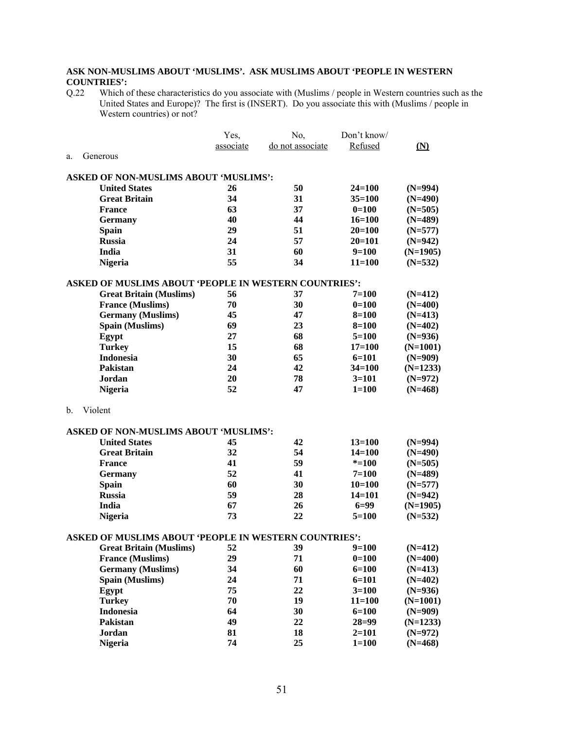**ASK NON-MUSLIMS ABOUT 'MUSLIMS'. ASK MUSLIMS ABOUT 'PEOPLE IN WESTERN COUNTRIES':**

Q.22 Which of these characteristics do you associate with (Muslims / people in Western countries such as the United States and Europe)? The first is (INSERT). Do you associate this with (Muslims / people in Western countries) or not?

a. Generous

| | Yes, associate | No, do not associate | Don't know/ Refused | (N) |
|---|---|---|---|---|
| **ASKED OF NON-MUSLIMS ABOUT 'MUSLIMS':** | | | | |
| **United States** | **26** | **50** | **24=100** | **(N=994)** |
| **Great Britain** | **34** | **31** | **35=100** | **(N=490)** |
| **France** | **63** | **37** | **0=100** | **(N=505)** |
| **Germany** | **40** | **44** | **16=100** | **(N=489)** |
| **Spain** | **29** | **51** | **20=100** | **(N=577)** |
| **Russia** | **24** | **57** | **20=101** | **(N=942)** |
| **India** | **31** | **60** | **9=100** | **(N=1905)** |
| **Nigeria** | **55** | **34** | **11=100** | **(N=532)** |
| **ASKED OF MUSLIMS ABOUT 'PEOPLE IN WESTERN COUNTRIES':** | | | | |
| **Great Britain (Muslims)** | **56** | **37** | **7=100** | **(N=412)** |
| **France (Muslims)** | **70** | **30** | **0=100** | **(N=400)** |
| **Germany (Muslims)** | **45** | **47** | **8=100** | **(N=413)** |
| **Spain (Muslims)** | **69** | **23** | **8=100** | **(N=402)** |
| **Egypt** | **27** | **68** | **5=100** | **(N=936)** |
| **Turkey** | **15** | **68** | **17=100** | **(N=1001)** |
| **Indonesia** | **30** | **65** | **6=101** | **(N=909)** |
| **Pakistan** | **24** | **42** | **34=100** | **(N=1233)** |
| **Jordan** | **20** | **78** | **3=101** | **(N=972)** |
| **Nigeria** | **52** | **47** | **1=100** | **(N=468)** |

b. Violent

| | Yes, associate | No, do not associate | Don't know/ Refused | (N) |
|---|---|---|---|---|
| **ASKED OF NON-MUSLIMS ABOUT 'MUSLIMS':** | | | | |
| **United States** | **45** | **42** | **13=100** | **(N=994)** |
| **Great Britain** | **32** | **54** | **14=100** | **(N=490)** |
| **France** | **41** | **59** | ***=100** | **(N=505)** |
| **Germany** | **52** | **41** | **7=100** | **(N=489)** |
| **Spain** | **60** | **30** | **10=100** | **(N=577)** |
| **Russia** | **59** | **28** | **14=101** | **(N=942)** |
| **India** | **67** | **26** | **6=99** | **(N=1905)** |
| **Nigeria** | **73** | **22** | **5=100** | **(N=532)** |
| **ASKED OF MUSLIMS ABOUT 'PEOPLE IN WESTERN COUNTRIES':** | | | | |
| **Great Britain (Muslims)** | **52** | **39** | **9=100** | **(N=412)** |
| **France (Muslims)** | **29** | **71** | **0=100** | **(N=400)** |
| **Germany (Muslims)** | **34** | **60** | **6=100** | **(N=413)** |
| **Spain (Muslims)** | **24** | **71** | **6=101** | **(N=402)** |
| **Egypt** | **75** | **22** | **3=100** | **(N=936)** |
| **Turkey** | **70** | **19** | **11=100** | **(N=1001)** |
| **Indonesia** | **64** | **30** | **6=100** | **(N=909)** |
| **Pakistan** | **49** | **22** | **28=99** | **(N=1233)** |
| **Jordan** | **81** | **18** | **2=101** | **(N=972)** |
| **Nigeria** | **74** | **25** | **1=100** | **(N=468)** |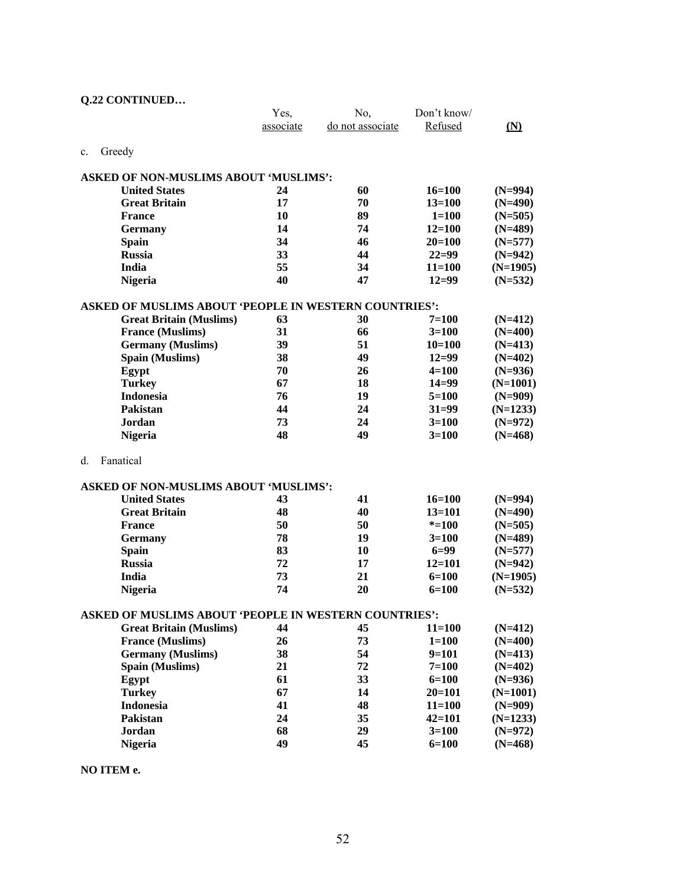**Q.22 CONTINUED…**

| | Yes, associate | No, do not associate | Don't know/ Refused | (N) |
|---|---|---|---|---|
| c. Greedy | | | | |
| **ASKED OF NON-MUSLIMS ABOUT 'MUSLIMS':** | | | | |
| **United States** | **24** | **60** | **16=100** | **(N=994)** |
| **Great Britain** | **17** | **70** | **13=100** | **(N=490)** |
| **France** | **10** | **89** | **1=100** | **(N=505)** |
| **Germany** | **14** | **74** | **12=100** | **(N=489)** |
| **Spain** | **34** | **46** | **20=100** | **(N=577)** |
| **Russia** | **33** | **44** | **22=99** | **(N=942)** |
| **India** | **55** | **34** | **11=100** | **(N=1905)** |
| **Nigeria** | **40** | **47** | **12=99** | **(N=532)** |
| **ASKED OF MUSLIMS ABOUT 'PEOPLE IN WESTERN COUNTRIES':** | | | | |
| **Great Britain (Muslims)** | **63** | **30** | **7=100** | **(N=412)** |
| **France (Muslims)** | **31** | **66** | **3=100** | **(N=400)** |
| **Germany (Muslims)** | **39** | **51** | **10=100** | **(N=413)** |
| **Spain (Muslims)** | **38** | **49** | **12=99** | **(N=402)** |
| **Egypt** | **70** | **26** | **4=100** | **(N=936)** |
| **Turkey** | **67** | **18** | **14=99** | **(N=1001)** |
| **Indonesia** | **76** | **19** | **5=100** | **(N=909)** |
| **Pakistan** | **44** | **24** | **31=99** | **(N=1233)** |
| **Jordan** | **73** | **24** | **3=100** | **(N=972)** |
| **Nigeria** | **48** | **49** | **3=100** | **(N=468)** |
| d. Fanatical | | | | |
| **ASKED OF NON-MUSLIMS ABOUT 'MUSLIMS':** | | | | |
| **United States** | **43** | **41** | **16=100** | **(N=994)** |
| **Great Britain** | **48** | **40** | **13=101** | **(N=490)** |
| **France** | **50** | **50** | ***=100** | **(N=505)** |
| **Germany** | **78** | **19** | **3=100** | **(N=489)** |
| **Spain** | **83** | **10** | **6=99** | **(N=577)** |
| **Russia** | **72** | **17** | **12=101** | **(N=942)** |
| **India** | **73** | **21** | **6=100** | **(N=1905)** |
| **Nigeria** | **74** | **20** | **6=100** | **(N=532)** |
| **ASKED OF MUSLIMS ABOUT 'PEOPLE IN WESTERN COUNTRIES':** | | | | |
| **Great Britain (Muslims)** | **44** | **45** | **11=100** | **(N=412)** |
| **France (Muslims)** | **26** | **73** | **1=100** | **(N=400)** |
| **Germany (Muslims)** | **38** | **54** | **9=101** | **(N=413)** |
| **Spain (Muslims)** | **21** | **72** | **7=100** | **(N=402)** |
| **Egypt** | **61** | **33** | **6=100** | **(N=936)** |
| **Turkey** | **67** | **14** | **20=101** | **(N=1001)** |
| **Indonesia** | **41** | **48** | **11=100** | **(N=909)** |
| **Pakistan** | **24** | **35** | **42=101** | **(N=1233)** |
| **Jordan** | **68** | **29** | **3=100** | **(N=972)** |
| **Nigeria** | **49** | **45** | **6=100** | **(N=468)** |

**NO ITEM e.**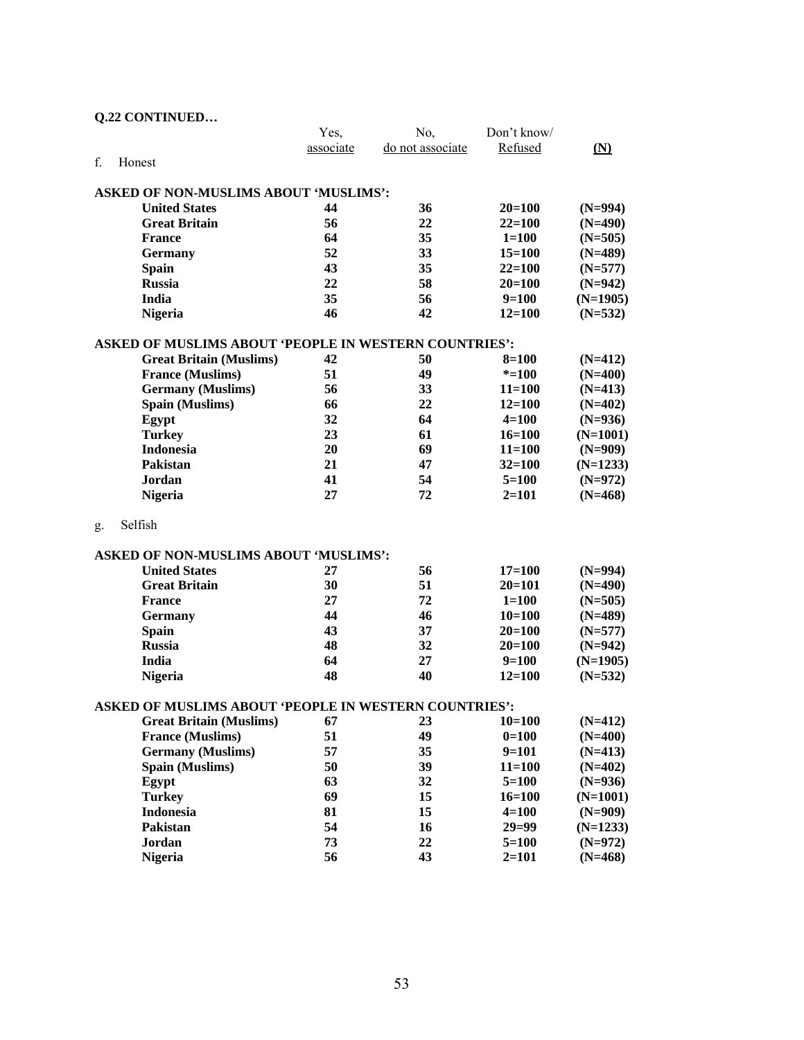**Q.22 CONTINUED…**

| | Yes, associate | No, do not associate | Don't know/ Refused | (N) |
|---|---|---|---|---|
| f. Honest | | | | |
| **ASKED OF NON-MUSLIMS ABOUT 'MUSLIMS':** | | | | |
| **United States** | **44** | **36** | **20=100** | **(N=994)** |
| **Great Britain** | **56** | **22** | **22=100** | **(N=490)** |
| **France** | **64** | **35** | **1=100** | **(N=505)** |
| **Germany** | **52** | **33** | **15=100** | **(N=489)** |
| **Spain** | **43** | **35** | **22=100** | **(N=577)** |
| **Russia** | **22** | **58** | **20=100** | **(N=942)** |
| **India** | **35** | **56** | **9=100** | **(N=1905)** |
| **Nigeria** | **46** | **42** | **12=100** | **(N=532)** |
| **ASKED OF MUSLIMS ABOUT 'PEOPLE IN WESTERN COUNTRIES':** | | | | |
| **Great Britain (Muslims)** | **42** | **50** | **8=100** | **(N=412)** |
| **France (Muslims)** | **51** | **49** | ***=100** | **(N=400)** |
| **Germany (Muslims)** | **56** | **33** | **11=100** | **(N=413)** |
| **Spain (Muslims)** | **66** | **22** | **12=100** | **(N=402)** |
| **Egypt** | **32** | **64** | **4=100** | **(N=936)** |
| **Turkey** | **23** | **61** | **16=100** | **(N=1001)** |
| **Indonesia** | **20** | **69** | **11=100** | **(N=909)** |
| **Pakistan** | **21** | **47** | **32=100** | **(N=1233)** |
| **Jordan** | **41** | **54** | **5=100** | **(N=972)** |
| **Nigeria** | **27** | **72** | **2=101** | **(N=468)** |
| g. Selfish | | | | |
| **ASKED OF NON-MUSLIMS ABOUT 'MUSLIMS':** | | | | |
| **United States** | **27** | **56** | **17=100** | **(N=994)** |
| **Great Britain** | **30** | **51** | **20=101** | **(N=490)** |
| **France** | **27** | **72** | **1=100** | **(N=505)** |
| **Germany** | **44** | **46** | **10=100** | **(N=489)** |
| **Spain** | **43** | **37** | **20=100** | **(N=577)** |
| **Russia** | **48** | **32** | **20=100** | **(N=942)** |
| **India** | **64** | **27** | **9=100** | **(N=1905)** |
| **Nigeria** | **48** | **40** | **12=100** | **(N=532)** |
| **ASKED OF MUSLIMS ABOUT 'PEOPLE IN WESTERN COUNTRIES':** | | | | |
| **Great Britain (Muslims)** | **67** | **23** | **10=100** | **(N=412)** |
| **France (Muslims)** | **51** | **49** | **0=100** | **(N=400)** |
| **Germany (Muslims)** | **57** | **35** | **9=101** | **(N=413)** |
| **Spain (Muslims)** | **50** | **39** | **11=100** | **(N=402)** |
| **Egypt** | **63** | **32** | **5=100** | **(N=936)** |
| **Turkey** | **69** | **15** | **16=100** | **(N=1001)** |
| **Indonesia** | **81** | **15** | **4=100** | **(N=909)** |
| **Pakistan** | **54** | **16** | **29=99** | **(N=1233)** |
| **Jordan** | **73** | **22** | **5=100** | **(N=972)** |
| **Nigeria** | **56** | **43** | **2=101** | **(N=468)** |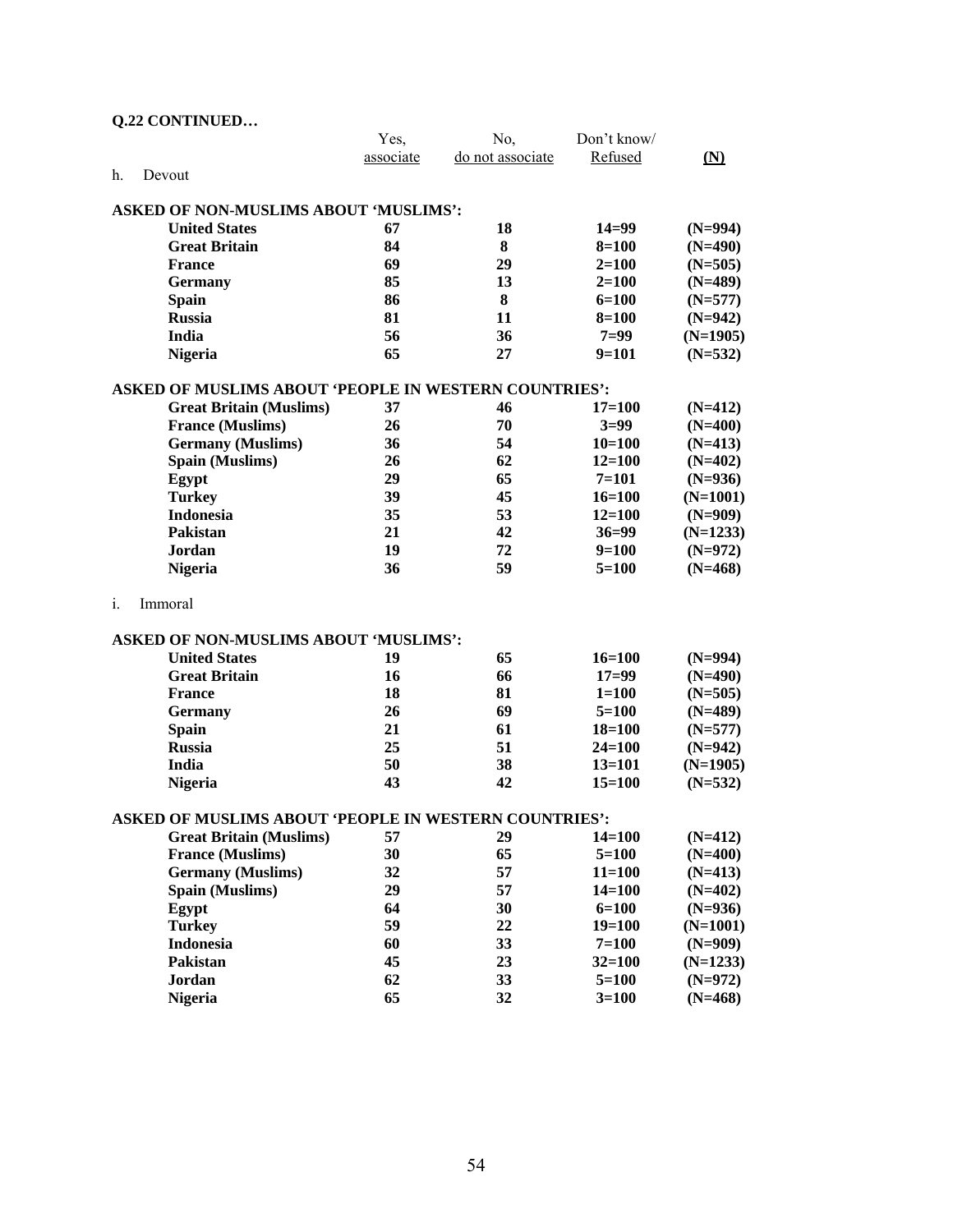**Q.22 CONTINUED…**

| | Yes, associate | No, do not associate | Don't know/ Refused | (N) |
|---|---|---|---|---|
| h. Devout | | | | |
| **ASKED OF NON-MUSLIMS ABOUT 'MUSLIMS':** | | | | |
| **United States** | **67** | **18** | **14=99** | **(N=994)** |
| **Great Britain** | **84** | **8** | **8=100** | **(N=490)** |
| **France** | **69** | **29** | **2=100** | **(N=505)** |
| **Germany** | **85** | **13** | **2=100** | **(N=489)** |
| **Spain** | **86** | **8** | **6=100** | **(N=577)** |
| **Russia** | **81** | **11** | **8=100** | **(N=942)** |
| **India** | **56** | **36** | **7=99** | **(N=1905)** |
| **Nigeria** | **65** | **27** | **9=101** | **(N=532)** |
| **ASKED OF MUSLIMS ABOUT 'PEOPLE IN WESTERN COUNTRIES':** | | | | |
| **Great Britain (Muslims)** | **37** | **46** | **17=100** | **(N=412)** |
| **France (Muslims)** | **26** | **70** | **3=99** | **(N=400)** |
| **Germany (Muslims)** | **36** | **54** | **10=100** | **(N=413)** |
| **Spain (Muslims)** | **26** | **62** | **12=100** | **(N=402)** |
| **Egypt** | **29** | **65** | **7=101** | **(N=936)** |
| **Turkey** | **39** | **45** | **16=100** | **(N=1001)** |
| **Indonesia** | **35** | **53** | **12=100** | **(N=909)** |
| **Pakistan** | **21** | **42** | **36=99** | **(N=1233)** |
| **Jordan** | **19** | **72** | **9=100** | **(N=972)** |
| **Nigeria** | **36** | **59** | **5=100** | **(N=468)** |
| i. Immoral | | | | |
| **ASKED OF NON-MUSLIMS ABOUT 'MUSLIMS':** | | | | |
| **United States** | **19** | **65** | **16=100** | **(N=994)** |
| **Great Britain** | **16** | **66** | **17=99** | **(N=490)** |
| **France** | **18** | **81** | **1=100** | **(N=505)** |
| **Germany** | **26** | **69** | **5=100** | **(N=489)** |
| **Spain** | **21** | **61** | **18=100** | **(N=577)** |
| **Russia** | **25** | **51** | **24=100** | **(N=942)** |
| **India** | **50** | **38** | **13=101** | **(N=1905)** |
| **Nigeria** | **43** | **42** | **15=100** | **(N=532)** |
| **ASKED OF MUSLIMS ABOUT 'PEOPLE IN WESTERN COUNTRIES':** | | | | |
| **Great Britain (Muslims)** | **57** | **29** | **14=100** | **(N=412)** |
| **France (Muslims)** | **30** | **65** | **5=100** | **(N=400)** |
| **Germany (Muslims)** | **32** | **57** | **11=100** | **(N=413)** |
| **Spain (Muslims)** | **29** | **57** | **14=100** | **(N=402)** |
| **Egypt** | **64** | **30** | **6=100** | **(N=936)** |
| **Turkey** | **59** | **22** | **19=100** | **(N=1001)** |
| **Indonesia** | **60** | **33** | **7=100** | **(N=909)** |
| **Pakistan** | **45** | **23** | **32=100** | **(N=1233)** |
| **Jordan** | **62** | **33** | **5=100** | **(N=972)** |
| **Nigeria** | **65** | **32** | **3=100** | **(N=468)** |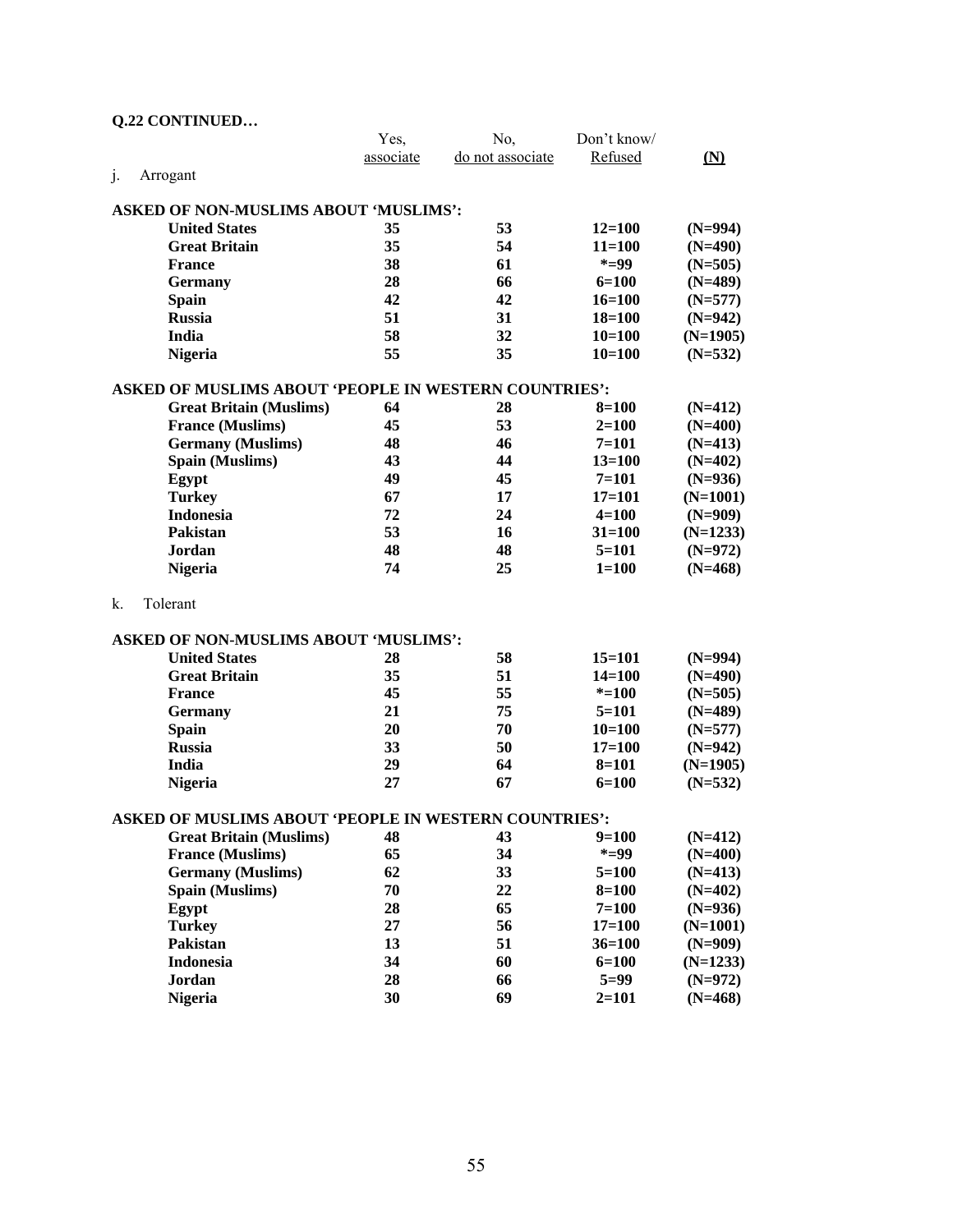**Q.22 CONTINUED…**

| | Yes, associate | No, do not associate | Don't know/ Refused | (N) |
|---|---|---|---|---|
| j. Arrogant | | | | |
| **ASKED OF NON-MUSLIMS ABOUT 'MUSLIMS':** | | | | |
| **United States** | **35** | **53** | **12=100** | **(N=994)** |
| **Great Britain** | **35** | **54** | **11=100** | **(N=490)** |
| **France** | **38** | **61** | ***=99** | **(N=505)** |
| **Germany** | **28** | **66** | **6=100** | **(N=489)** |
| **Spain** | **42** | **42** | **16=100** | **(N=577)** |
| **Russia** | **51** | **31** | **18=100** | **(N=942)** |
| **India** | **58** | **32** | **10=100** | **(N=1905)** |
| **Nigeria** | **55** | **35** | **10=100** | **(N=532)** |
| **ASKED OF MUSLIMS ABOUT 'PEOPLE IN WESTERN COUNTRIES':** | | | | |
| **Great Britain (Muslims)** | **64** | **28** | **8=100** | **(N=412)** |
| **France (Muslims)** | **45** | **53** | **2=100** | **(N=400)** |
| **Germany (Muslims)** | **48** | **46** | **7=101** | **(N=413)** |
| **Spain (Muslims)** | **43** | **44** | **13=100** | **(N=402)** |
| **Egypt** | **49** | **45** | **7=101** | **(N=936)** |
| **Turkey** | **67** | **17** | **17=101** | **(N=1001)** |
| **Indonesia** | **72** | **24** | **4=100** | **(N=909)** |
| **Pakistan** | **53** | **16** | **31=100** | **(N=1233)** |
| **Jordan** | **48** | **48** | **5=101** | **(N=972)** |
| **Nigeria** | **74** | **25** | **1=100** | **(N=468)** |
| k. Tolerant | | | | |
| **ASKED OF NON-MUSLIMS ABOUT 'MUSLIMS':** | | | | |
| **United States** | **28** | **58** | **15=101** | **(N=994)** |
| **Great Britain** | **35** | **51** | **14=100** | **(N=490)** |
| **France** | **45** | **55** | ***=100** | **(N=505)** |
| **Germany** | **21** | **75** | **5=101** | **(N=489)** |
| **Spain** | **20** | **70** | **10=100** | **(N=577)** |
| **Russia** | **33** | **50** | **17=100** | **(N=942)** |
| **India** | **29** | **64** | **8=101** | **(N=1905)** |
| **Nigeria** | **27** | **67** | **6=100** | **(N=532)** |
| **ASKED OF MUSLIMS ABOUT 'PEOPLE IN WESTERN COUNTRIES':** | | | | |
| **Great Britain (Muslims)** | **48** | **43** | **9=100** | **(N=412)** |
| **France (Muslims)** | **65** | **34** | ***=99** | **(N=400)** |
| **Germany (Muslims)** | **62** | **33** | **5=100** | **(N=413)** |
| **Spain (Muslims)** | **70** | **22** | **8=100** | **(N=402)** |
| **Egypt** | **28** | **65** | **7=100** | **(N=936)** |
| **Turkey** | **27** | **56** | **17=100** | **(N=1001)** |
| **Pakistan** | **13** | **51** | **36=100** | **(N=909)** |
| **Indonesia** | **34** | **60** | **6=100** | **(N=1233)** |
| **Jordan** | **28** | **66** | **5=99** | **(N=972)** |
| **Nigeria** | **30** | **69** | **2=101** | **(N=468)** |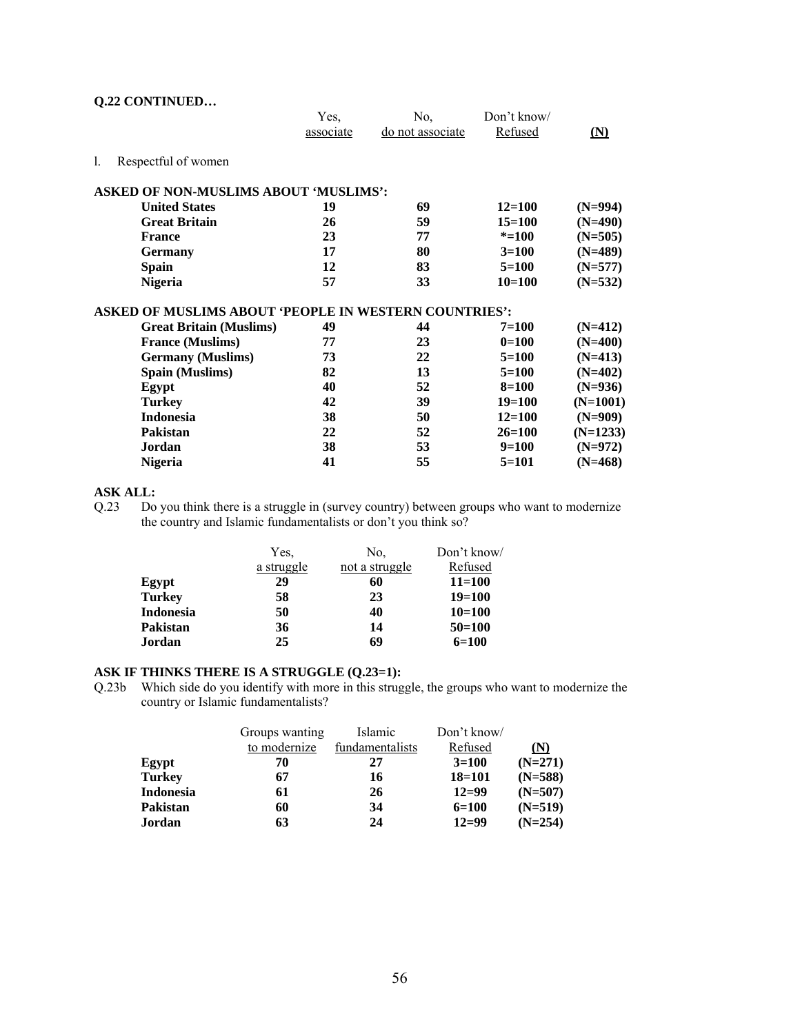**Q.22 CONTINUED…**

| | Yes, associate | No, do not associate | Don't know/ Refused | (N) |
|---|---|---|---|---|
| l. Respectful of women | | | | |
| **ASKED OF NON-MUSLIMS ABOUT 'MUSLIMS':** | | | | |
| **United States** | **19** | **69** | **12=100** | **(N=994)** |
| **Great Britain** | **26** | **59** | **15=100** | **(N=490)** |
| **France** | **23** | **77** | **\*=100** | **(N=505)** |
| **Germany** | **17** | **80** | **3=100** | **(N=489)** |
| **Spain** | **12** | **83** | **5=100** | **(N=577)** |
| **Nigeria** | **57** | **33** | **10=100** | **(N=532)** |
| **ASKED OF MUSLIMS ABOUT 'PEOPLE IN WESTERN COUNTRIES':** | | | | |
| **Great Britain (Muslims)** | **49** | **44** | **7=100** | **(N=412)** |
| **France (Muslims)** | **77** | **23** | **0=100** | **(N=400)** |
| **Germany (Muslims)** | **73** | **22** | **5=100** | **(N=413)** |
| **Spain (Muslims)** | **82** | **13** | **5=100** | **(N=402)** |
| **Egypt** | **40** | **52** | **8=100** | **(N=936)** |
| **Turkey** | **42** | **39** | **19=100** | **(N=1001)** |
| **Indonesia** | **38** | **50** | **12=100** | **(N=909)** |
| **Pakistan** | **22** | **52** | **26=100** | **(N=1233)** |
| **Jordan** | **38** | **53** | **9=100** | **(N=972)** |
| **Nigeria** | **41** | **55** | **5=101** | **(N=468)** |

**ASK ALL:**

Q.23 Do you think there is a struggle in (survey country) between groups who want to modernize the country and Islamic fundamentalists or don't you think so?

| | Yes, a struggle | No, not a struggle | Don't know/ Refused |
|---|---|---|---|
| **Egypt** | **29** | **60** | **11=100** |
| **Turkey** | **58** | **23** | **19=100** |
| **Indonesia** | **50** | **40** | **10=100** |
| **Pakistan** | **36** | **14** | **50=100** |
| **Jordan** | **25** | **69** | **6=100** |

**ASK IF THINKS THERE IS A STRUGGLE (Q.23=1):**

Q.23b Which side do you identify with more in this struggle, the groups who want to modernize the country or Islamic fundamentalists?

| | Groups wanting to modernize | Islamic fundamentalists | Don't know/ Refused | (N) |
|---|---|---|---|---|
| **Egypt** | **70** | **27** | **3=100** | **(N=271)** |
| **Turkey** | **67** | **16** | **18=101** | **(N=588)** |
| **Indonesia** | **61** | **26** | **12=99** | **(N=507)** |
| **Pakistan** | **60** | **34** | **6=100** | **(N=519)** |
| **Jordan** | **63** | **24** | **12=99** | **(N=254)** |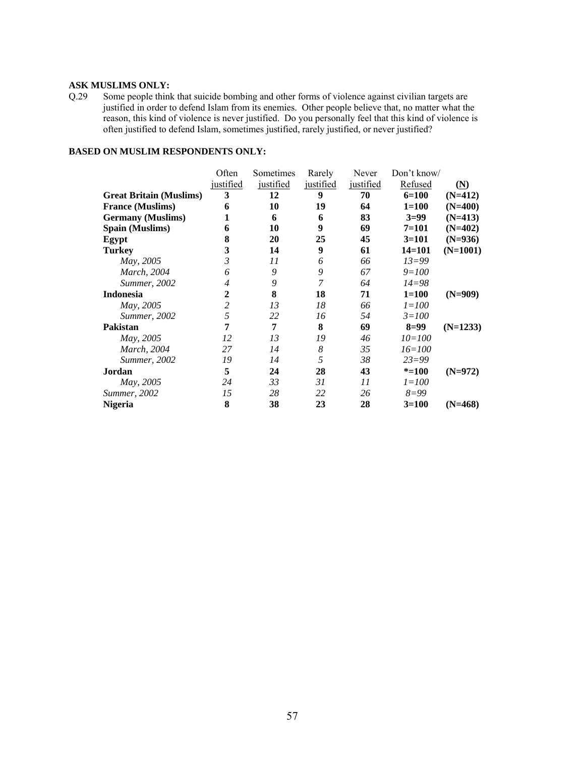**ASK MUSLIMS ONLY:**

Q.29 Some people think that suicide bombing and other forms of violence against civilian targets are justified in order to defend Islam from its enemies. Other people believe that, no matter what the reason, this kind of violence is never justified. Do you personally feel that this kind of violence is often justified to defend Islam, sometimes justified, rarely justified, or never justified?

**BASED ON MUSLIM RESPONDENTS ONLY:**

| | Often justified | Sometimes justified | Rarely justified | Never justified | Don't know/ Refused | (N) |
|---|---|---|---|---|---|---|
| **Great Britain (Muslims)** | **3** | **12** | **9** | **70** | **6=100** | **(N=412)** |
| **France (Muslims)** | **6** | **10** | **19** | **64** | **1=100** | **(N=400)** |
| **Germany (Muslims)** | **1** | **6** | **6** | **83** | **3=99** | **(N=413)** |
| **Spain (Muslims)** | **6** | **10** | **9** | **69** | **7=101** | **(N=402)** |
| **Egypt** | **8** | **20** | **25** | **45** | **3=101** | **(N=936)** |
| **Turkey** | **3** | **14** | **9** | **61** | **14=101** | **(N=1001)** |
| *May, 2005* | *3* | *11* | *6* | *66* | *13=99* | |
| *March, 2004* | *6* | *9* | *9* | *67* | *9=100* | |
| *Summer, 2002* | *4* | *9* | *7* | *64* | *14=98* | |
| **Indonesia** | **2** | **8** | **18** | **71** | **1=100** | **(N=909)** |
| *May, 2005* | *2* | *13* | *18* | *66* | *1=100* | |
| *Summer, 2002* | *5* | *22* | *16* | *54* | *3=100* | |
| **Pakistan** | **7** | **7** | **8** | **69** | **8=99** | **(N=1233)** |
| *May, 2005* | *12* | *13* | *19* | *46* | *10=100* | |
| *March, 2004* | *27* | *14* | *8* | *35* | *16=100* | |
| *Summer, 2002* | *19* | *14* | *5* | *38* | *23=99* | |
| **Jordan** | **5** | **24** | **28** | **43** | **\*=100** | **(N=972)** |
| *May, 2005* | *24* | *33* | *31* | *11* | *1=100* | |
| *Summer, 2002* | *15* | *28* | *22* | *26* | *8=99* | |
| **Nigeria** | **8** | **38** | **23** | **28** | **3=100** | **(N=468)** |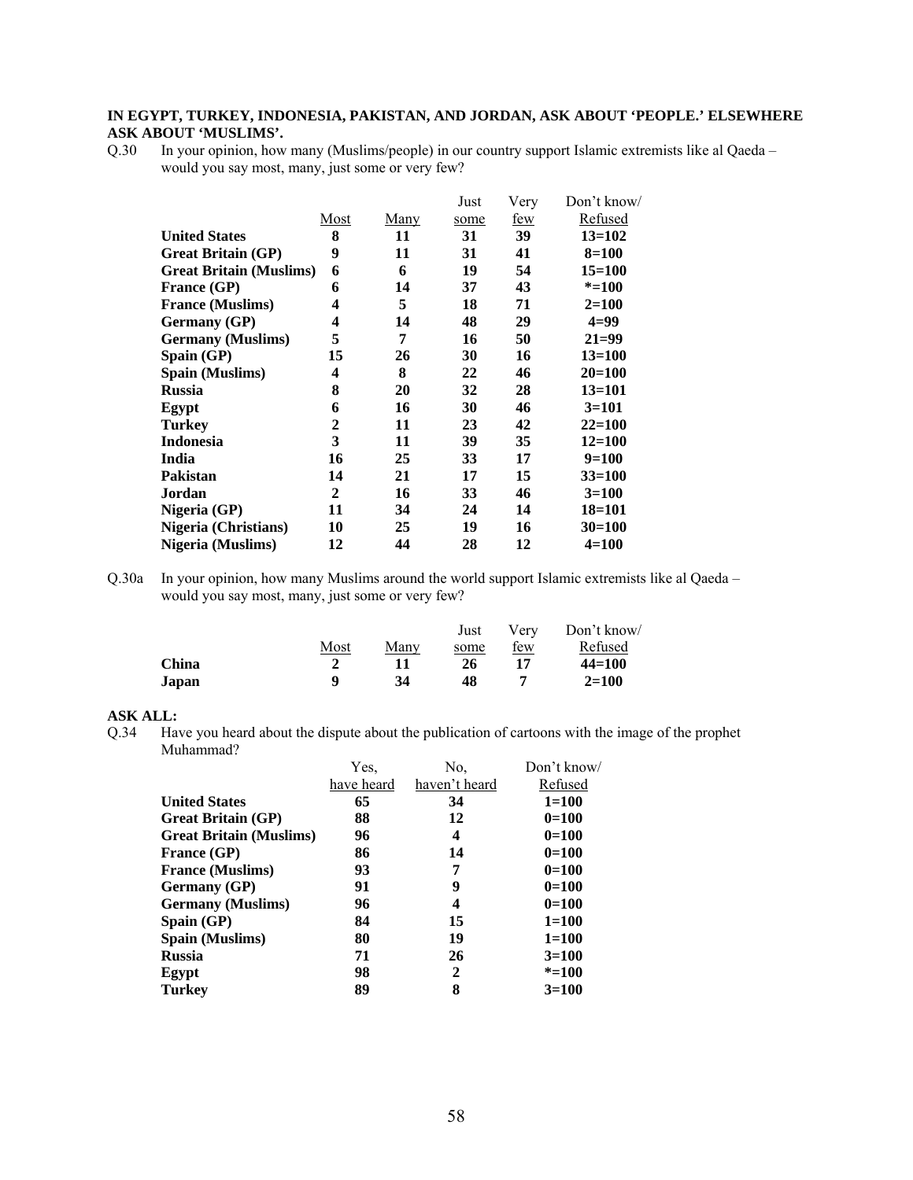**IN EGYPT, TURKEY, INDONESIA, PAKISTAN, AND JORDAN, ASK ABOUT 'PEOPLE.' ELSEWHERE ASK ABOUT 'MUSLIMS'.**

Q.30 In your opinion, how many (Muslims/people) in our country support Islamic extremists like al Qaeda – would you say most, many, just some or very few?

| | Most | Many | Just some | Very few | Don't know/ Refused |
|---|---|---|---|---|---|
| **United States** | **8** | **11** | **31** | **39** | **13=102** |
| **Great Britain (GP)** | **9** | **11** | **31** | **41** | **8=100** |
| **Great Britain (Muslims)** | **6** | **6** | **19** | **54** | **15=100** |
| **France (GP)** | **6** | **14** | **37** | **43** | **\*=100** |
| **France (Muslims)** | **4** | **5** | **18** | **71** | **2=100** |
| **Germany (GP)** | **4** | **14** | **48** | **29** | **4=99** |
| **Germany (Muslims)** | **5** | **7** | **16** | **50** | **21=99** |
| **Spain (GP)** | **15** | **26** | **30** | **16** | **13=100** |
| **Spain (Muslims)** | **4** | **8** | **22** | **46** | **20=100** |
| **Russia** | **8** | **20** | **32** | **28** | **13=101** |
| **Egypt** | **6** | **16** | **30** | **46** | **3=101** |
| **Turkey** | **2** | **11** | **23** | **42** | **22=100** |
| **Indonesia** | **3** | **11** | **39** | **35** | **12=100** |
| **India** | **16** | **25** | **33** | **17** | **9=100** |
| **Pakistan** | **14** | **21** | **17** | **15** | **33=100** |
| **Jordan** | **2** | **16** | **33** | **46** | **3=100** |
| **Nigeria (GP)** | **11** | **34** | **24** | **14** | **18=101** |
| **Nigeria (Christians)** | **10** | **25** | **19** | **16** | **30=100** |
| **Nigeria (Muslims)** | **12** | **44** | **28** | **12** | **4=100** |

Q.30a In your opinion, how many Muslims around the world support Islamic extremists like al Qaeda – would you say most, many, just some or very few?

| | Most | Many | Just some | Very few | Don't know/ Refused |
|---|---|---|---|---|---|
| **China** | **2** | **11** | **26** | **17** | **44=100** |
| **Japan** | **9** | **34** | **48** | **7** | **2=100** |

**ASK ALL:**

Q.34 Have you heard about the dispute about the publication of cartoons with the image of the prophet Muhammad?

| | Yes, have heard | No, haven't heard | Don't know/ Refused |
|---|---|---|---|
| **United States** | **65** | **34** | **1=100** |
| **Great Britain (GP)** | **88** | **12** | **0=100** |
| **Great Britain (Muslims)** | **96** | **4** | **0=100** |
| **France (GP)** | **86** | **14** | **0=100** |
| **France (Muslims)** | **93** | **7** | **0=100** |
| **Germany (GP)** | **91** | **9** | **0=100** |
| **Germany (Muslims)** | **96** | **4** | **0=100** |
| **Spain (GP)** | **84** | **15** | **1=100** |
| **Spain (Muslims)** | **80** | **19** | **1=100** |
| **Russia** | **71** | **26** | **3=100** |
| **Egypt** | **98** | **2** | **\*=100** |
| **Turkey** | **89** | **8** | **3=100** |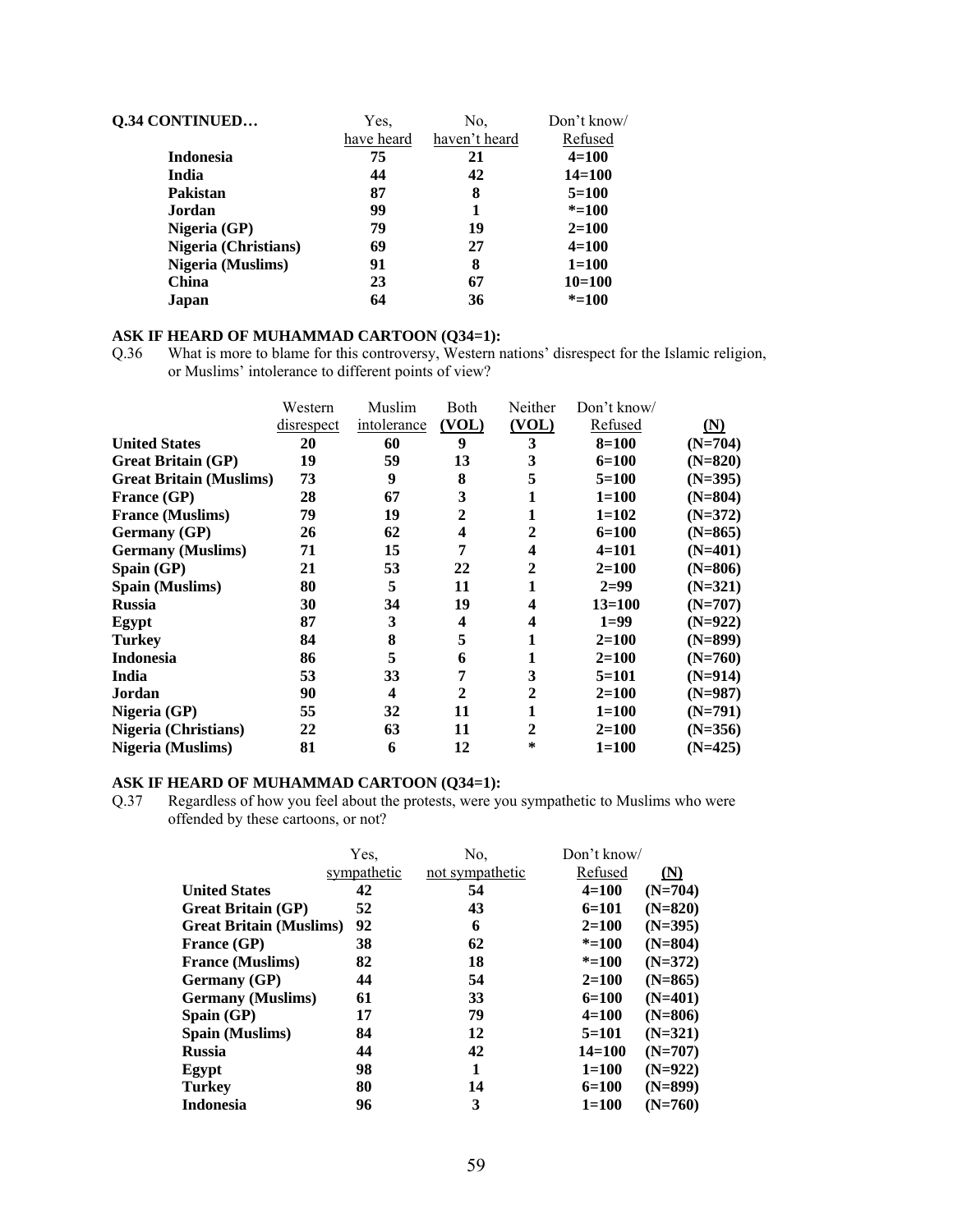**Q.34 CONTINUED…**

| | Yes, have heard | No, haven't heard | Don't know/ Refused |
|---|---|---|---|
| **Indonesia** | **75** | **21** | **4=100** |
| **India** | **44** | **42** | **14=100** |
| **Pakistan** | **87** | **8** | **5=100** |
| **Jordan** | **99** | **1** | ***=100** |
| **Nigeria (GP)** | **79** | **19** | **2=100** |
| **Nigeria (Christians)** | **69** | **27** | **4=100** |
| **Nigeria (Muslims)** | **91** | **8** | **1=100** |
| **China** | **23** | **67** | **10=100** |
| **Japan** | **64** | **36** | ***=100** |

**ASK IF HEARD OF MUHAMMAD CARTOON (Q34=1):**

Q.36 What is more to blame for this controversy, Western nations' disrespect for the Islamic religion, or Muslims' intolerance to different points of view?

| | Western disrespect | Muslim intolerance | Both (VOL) | Neither (VOL) | Don't know/ Refused | (N) |
|---|---|---|---|---|---|---|
| **United States** | **20** | **60** | **9** | **3** | **8=100** | **(N=704)** |
| **Great Britain (GP)** | **19** | **59** | **13** | **3** | **6=100** | **(N=820)** |
| **Great Britain (Muslims)** | **73** | **9** | **8** | **5** | **5=100** | **(N=395)** |
| **France (GP)** | **28** | **67** | **3** | **1** | **1=100** | **(N=804)** |
| **France (Muslims)** | **79** | **19** | **2** | **1** | **1=102** | **(N=372)** |
| **Germany (GP)** | **26** | **62** | **4** | **2** | **6=100** | **(N=865)** |
| **Germany (Muslims)** | **71** | **15** | **7** | **4** | **4=101** | **(N=401)** |
| **Spain (GP)** | **21** | **53** | **22** | **2** | **2=100** | **(N=806)** |
| **Spain (Muslims)** | **80** | **5** | **11** | **1** | **2=99** | **(N=321)** |
| **Russia** | **30** | **34** | **19** | **4** | **13=100** | **(N=707)** |
| **Egypt** | **87** | **3** | **4** | **4** | **1=99** | **(N=922)** |
| **Turkey** | **84** | **8** | **5** | **1** | **2=100** | **(N=899)** |
| **Indonesia** | **86** | **5** | **6** | **1** | **2=100** | **(N=760)** |
| **India** | **53** | **33** | **7** | **3** | **5=101** | **(N=914)** |
| **Jordan** | **90** | **4** | **2** | **2** | **2=100** | **(N=987)** |
| **Nigeria (GP)** | **55** | **32** | **11** | **1** | **1=100** | **(N=791)** |
| **Nigeria (Christians)** | **22** | **63** | **11** | **2** | **2=100** | **(N=356)** |
| **Nigeria (Muslims)** | **81** | **6** | **12** | ***** | **1=100** | **(N=425)** |

**ASK IF HEARD OF MUHAMMAD CARTOON (Q34=1):**

Q.37 Regardless of how you feel about the protests, were you sympathetic to Muslims who were offended by these cartoons, or not?

| | Yes, sympathetic | No, not sympathetic | Don't know/ Refused | (N) |
|---|---|---|---|---|
| **United States** | **42** | **54** | **4=100** | **(N=704)** |
| **Great Britain (GP)** | **52** | **43** | **6=101** | **(N=820)** |
| **Great Britain (Muslims)** | **92** | **6** | **2=100** | **(N=395)** |
| **France (GP)** | **38** | **62** | ***=100** | **(N=804)** |
| **France (Muslims)** | **82** | **18** | ***=100** | **(N=372)** |
| **Germany (GP)** | **44** | **54** | **2=100** | **(N=865)** |
| **Germany (Muslims)** | **61** | **33** | **6=100** | **(N=401)** |
| **Spain (GP)** | **17** | **79** | **4=100** | **(N=806)** |
| **Spain (Muslims)** | **84** | **12** | **5=101** | **(N=321)** |
| **Russia** | **44** | **42** | **14=100** | **(N=707)** |
| **Egypt** | **98** | **1** | **1=100** | **(N=922)** |
| **Turkey** | **80** | **14** | **6=100** | **(N=899)** |
| **Indonesia** | **96** | **3** | **1=100** | **(N=760)** |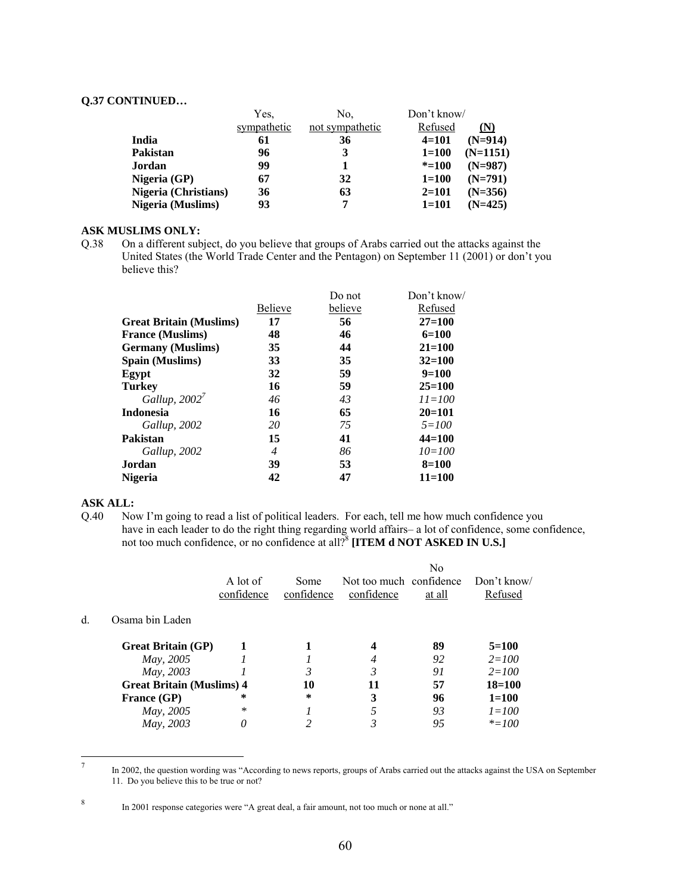**Q.37 CONTINUED…**

| | Yes, sympathetic | No, not sympathetic | Don't know/ Refused | (N) |
|---|---|---|---|---|
| **India** | **61** | **36** | **4=101** | **(N=914)** |
| **Pakistan** | **96** | **3** | **1=100** | **(N=1151)** |
| **Jordan** | **99** | **1** | **\*=100** | **(N=987)** |
| **Nigeria (GP)** | **67** | **32** | **1=100** | **(N=791)** |
| **Nigeria (Christians)** | **36** | **63** | **2=101** | **(N=356)** |
| **Nigeria (Muslims)** | **93** | **7** | **1=101** | **(N=425)** |

**ASK MUSLIMS ONLY:**

Q.38 On a different subject, do you believe that groups of Arabs carried out the attacks against the United States (the World Trade Center and the Pentagon) on September 11 (2001) or don't you believe this?

| | Believe | Do not believe | Don't know/ Refused |
|---|---|---|---|
| **Great Britain (Muslims)** | **17** | **56** | **27=100** |
| **France (Muslims)** | **48** | **46** | **6=100** |
| **Germany (Muslims)** | **35** | **44** | **21=100** |
| **Spain (Muslims)** | **33** | **35** | **32=100** |
| **Egypt** | **32** | **59** | **9=100** |
| **Turkey** | **16** | **59** | **25=100** |
| *Gallup, 2002*[7] | *46* | *43* | *11=100* |
| **Indonesia** | **16** | **65** | **20=101** |
| *Gallup, 2002* | *20* | *75* | *5=100* |
| **Pakistan** | **15** | **41** | **44=100** |
| *Gallup, 2002* | *4* | *86* | *10=100* |
| **Jordan** | **39** | **53** | **8=100** |
| **Nigeria** | **42** | **47** | **11=100** |

**ASK ALL:**

Q.40 Now I'm going to read a list of political leaders. For each, tell me how much confidence you have in each leader to do the right thing regarding world affairs– a lot of confidence, some confidence, not too much confidence, or no confidence at all?[8] **[ITEM d NOT ASKED IN U.S.]**

| | A lot of confidence | Some confidence | Not too much confidence | No confidence at all | Don't know/ Refused |
|---|---|---|---|---|---|
| d. Osama bin Laden | | | | | |
| **Great Britain (GP)** | **1** | **1** | **4** | **89** | **5=100** |
| *May, 2005* | *1* | *1* | *4* | *92* | *2=100* |
| *May, 2003* | *1* | *3* | *3* | *91* | *2=100* |
| **Great Britain (Muslims)** | **4** | **10** | **11** | **57** | **18=100** |
| **France (GP)** | **\*** | **\*** | **3** | **96** | **1=100** |
| *May, 2005* | *\** | *1* | *5* | *93* | *1=100* |
| *May, 2003* | *0* | *2* | *3* | *95* | *\*=100* |

---

[7] In 2002, the question wording was "According to news reports, groups of Arabs carried out the attacks against the USA on September 11. Do you believe this to be true or not?

[8] In 2001 response categories were "A great deal, a fair amount, not too much or none at all."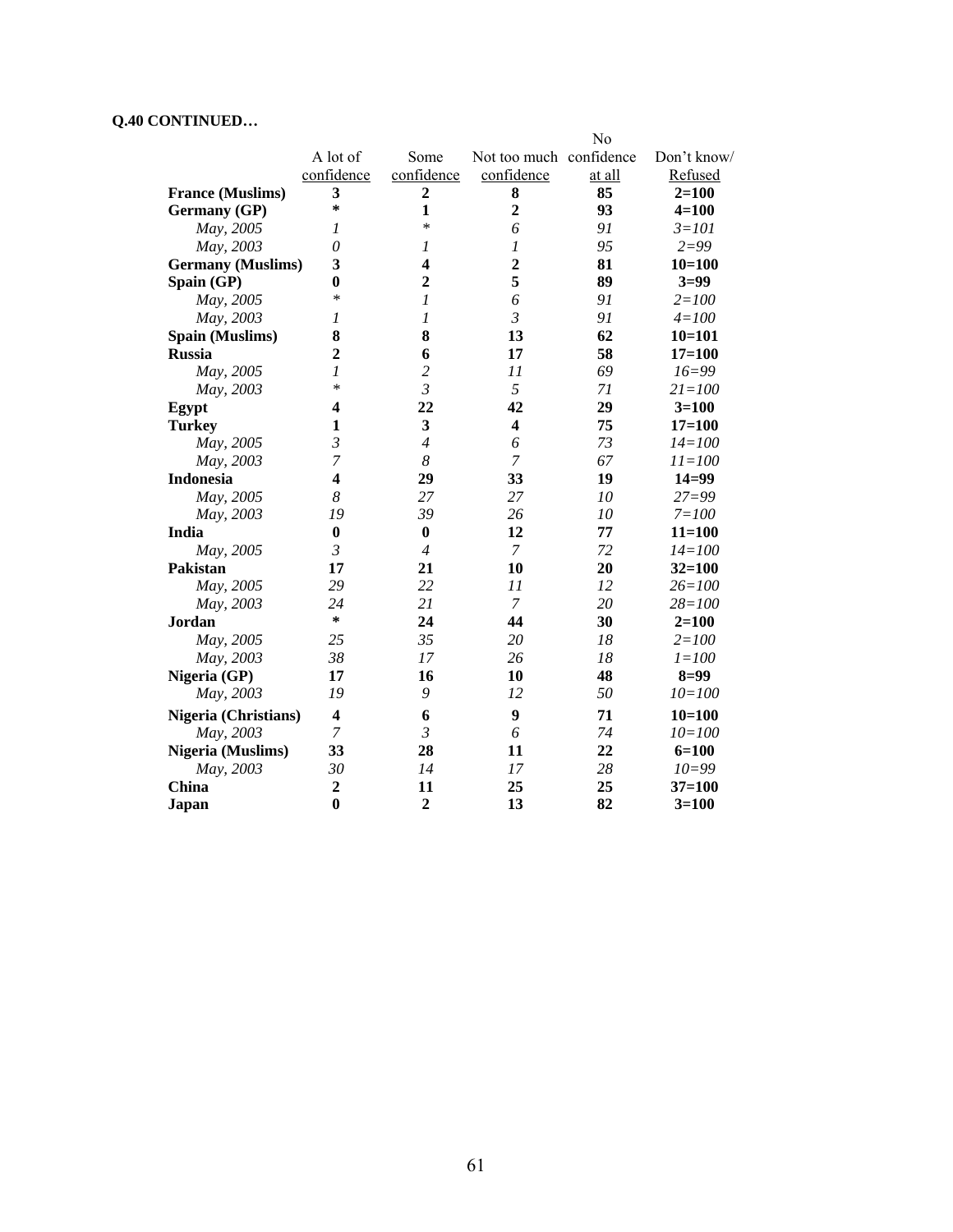**Q.40 CONTINUED…**

| | A lot of confidence | Some confidence | Not too much confidence | No confidence at all | Don't know/ Refused |
|---|---|---|---|---|---|
| **France (Muslims)** | **3** | **2** | **8** | **85** | **2=100** |
| **Germany (GP)** | ***** | **1** | **2** | **93** | **4=100** |
| *May, 2005* | *1* | *** | *6* | *91* | *3=101* |
| *May, 2003* | *0* | *1* | *1* | *95* | *2=99* |
| **Germany (Muslims)** | **3** | **4** | **2** | **81** | **10=100** |
| **Spain (GP)** | **0** | **2** | **5** | **89** | **3=99** |
| *May, 2005* | *** | *1* | *6* | *91* | *2=100* |
| *May, 2003* | *1* | *1* | *3* | *91* | *4=100* |
| **Spain (Muslims)** | **8** | **8** | **13** | **62** | **10=101** |
| **Russia** | **2** | **6** | **17** | **58** | **17=100** |
| *May, 2005* | *1* | *2* | *11* | *69* | *16=99* |
| *May, 2003* | *** | *3* | *5* | *71* | *21=100* |
| **Egypt** | **4** | **22** | **42** | **29** | **3=100** |
| **Turkey** | **1** | **3** | **4** | **75** | **17=100** |
| *May, 2005* | *3* | *4* | *6* | *73* | *14=100* |
| *May, 2003* | *7* | *8* | *7* | *67* | *11=100* |
| **Indonesia** | **4** | **29** | **33** | **19** | **14=99** |
| *May, 2005* | *8* | *27* | *27* | *10* | *27=99* |
| *May, 2003* | *19* | *39* | *26* | *10* | *7=100* |
| **India** | **0** | **0** | **12** | **77** | **11=100** |
| *May, 2005* | *3* | *4* | *7* | *72* | *14=100* |
| **Pakistan** | **17** | **21** | **10** | **20** | **32=100** |
| *May, 2005* | *29* | *22* | *11* | *12* | *26=100* |
| *May, 2003* | *24* | *21* | *7* | *20* | *28=100* |
| **Jordan** | ***** | **24** | **44** | **30** | **2=100** |
| *May, 2005* | *25* | *35* | *20* | *18* | *2=100* |
| *May, 2003* | *38* | *17* | *26* | *18* | *1=100* |
| **Nigeria (GP)** | **17** | **16** | **10** | **48** | **8=99** |
| *May, 2003* | *19* | *9* | *12* | *50* | *10=100* |
| **Nigeria (Christians)** | **4** | **6** | **9** | **71** | **10=100** |
| *May, 2003* | *7* | *3* | *6* | *74* | *10=100* |
| **Nigeria (Muslims)** | **33** | **28** | **11** | **22** | **6=100** |
| *May, 2003* | *30* | *14* | *17* | *28* | *10=99* |
| **China** | **2** | **11** | **25** | **25** | **37=100** |
| **Japan** | **0** | **2** | **13** | **82** | **3=100** |